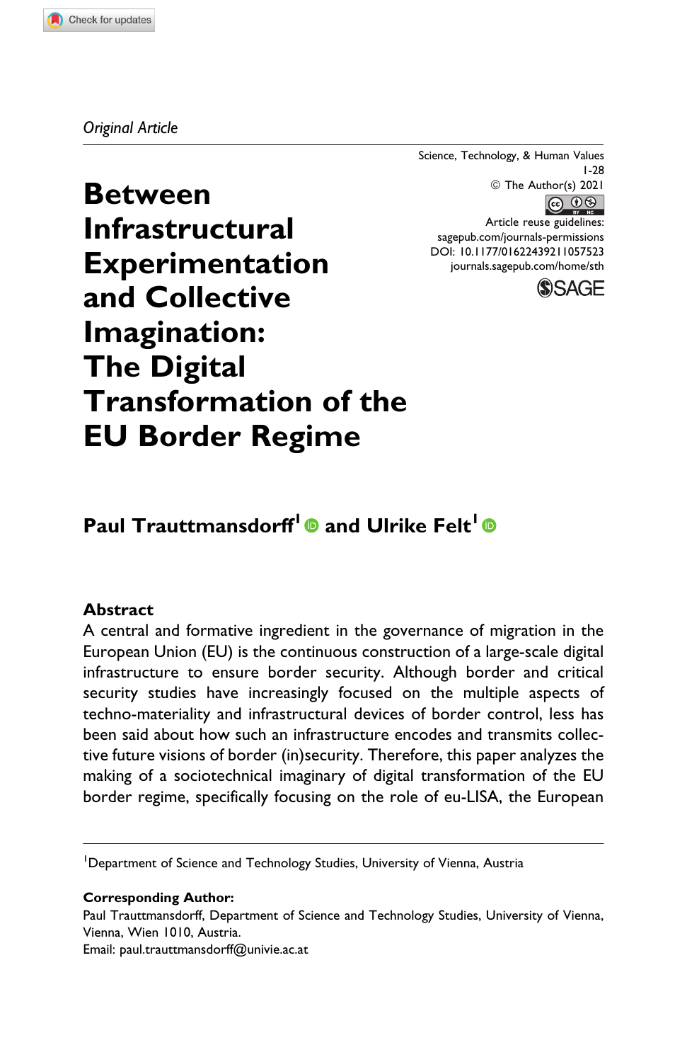*Original Article*

Science, Technology, & Human Values
© The Author(s) 2021
Article reuse guidelines: sagepub.com/journals-permissions
DOI: 10.1177/01622439211057523
journals.sagepub.com/home/sth

# Between Infrastructural Experimentation and Collective Imagination: The Digital Transformation of the EU Border Regime

**Paul Trauttmansdorff[1] and Ulrike Felt[1]**

## Abstract

A central and formative ingredient in the governance of migration in the European Union (EU) is the continuous construction of a large-scale digital infrastructure to ensure border security. Although border and critical security studies have increasingly focused on the multiple aspects of techno-materiality and infrastructural devices of border control, less has been said about how such an infrastructure encodes and transmits collective future visions of border (in)security. Therefore, this paper analyzes the making of a sociotechnical imaginary of digital transformation of the EU border regime, specifically focusing on the role of eu-LISA, the European

---

[1] Department of Science and Technology Studies, University of Vienna, Austria

**Corresponding Author:**
Paul Trauttmansdorff, Department of Science and Technology Studies, University of Vienna, Vienna, Wien 1010, Austria.
Email: paul.trauttmansdorff@univie.ac.at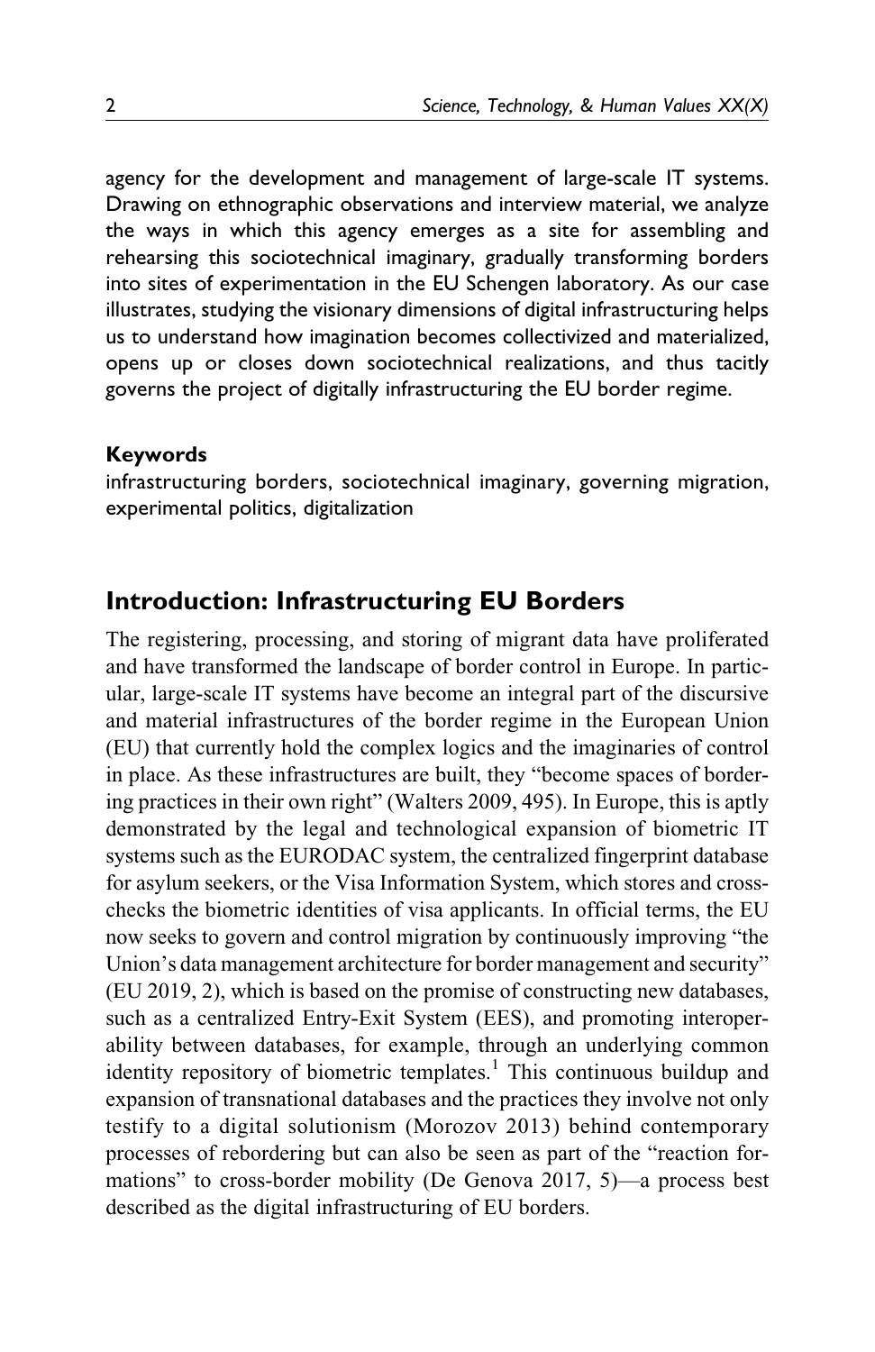agency for the development and management of large-scale IT systems. Drawing on ethnographic observations and interview material, we analyze the ways in which this agency emerges as a site for assembling and rehearsing this sociotechnical imaginary, gradually transforming borders into sites of experimentation in the EU Schengen laboratory. As our case illustrates, studying the visionary dimensions of digital infrastructuring helps us to understand how imagination becomes collectivized and materialized, opens up or closes down sociotechnical realizations, and thus tacitly governs the project of digitally infrastructuring the EU border regime.

**Keywords**

infrastructuring borders, sociotechnical imaginary, governing migration, experimental politics, digitalization

## Introduction: Infrastructuring EU Borders

The registering, processing, and storing of migrant data have proliferated and have transformed the landscape of border control in Europe. In particular, large-scale IT systems have become an integral part of the discursive and material infrastructures of the border regime in the European Union (EU) that currently hold the complex logics and the imaginaries of control in place. As these infrastructures are built, they "become spaces of bordering practices in their own right" (Walters 2009, 495). In Europe, this is aptly demonstrated by the legal and technological expansion of biometric IT systems such as the EURODAC system, the centralized fingerprint database for asylum seekers, or the Visa Information System, which stores and cross-checks the biometric identities of visa applicants. In official terms, the EU now seeks to govern and control migration by continuously improving "the Union's data management architecture for border management and security" (EU 2019, 2), which is based on the promise of constructing new databases, such as a centralized Entry-Exit System (EES), and promoting interoperability between databases, for example, through an underlying common identity repository of biometric templates.[1] This continuous buildup and expansion of transnational databases and the practices they involve not only testify to a digital solutionism (Morozov 2013) behind contemporary processes of rebordering but can also be seen as part of the "reaction formations" to cross-border mobility (De Genova 2017, 5)—a process best described as the digital infrastructuring of EU borders.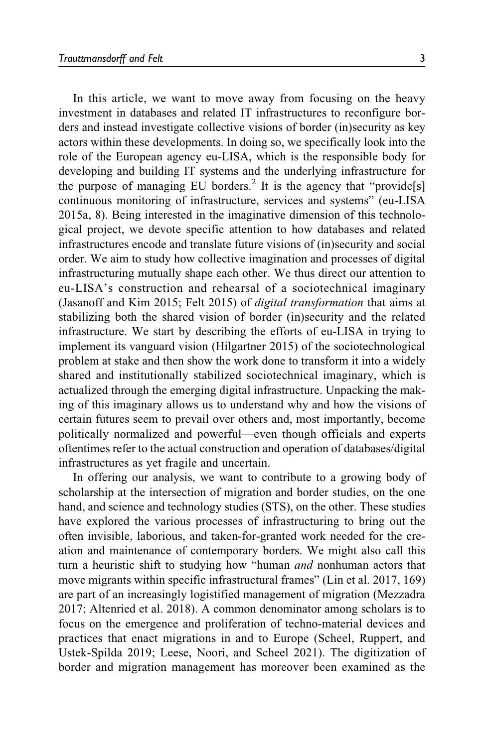In this article, we want to move away from focusing on the heavy investment in databases and related IT infrastructures to reconfigure borders and instead investigate collective visions of border (in)security as key actors within these developments. In doing so, we specifically look into the role of the European agency eu-LISA, which is the responsible body for developing and building IT systems and the underlying infrastructure for the purpose of managing EU borders.[2] It is the agency that "provide[s] continuous monitoring of infrastructure, services and systems" (eu-LISA 2015a, 8). Being interested in the imaginative dimension of this technological project, we devote specific attention to how databases and related infrastructures encode and translate future visions of (in)security and social order. We aim to study how collective imagination and processes of digital infrastructuring mutually shape each other. We thus direct our attention to eu-LISA's construction and rehearsal of a sociotechnical imaginary (Jasanoff and Kim 2015; Felt 2015) of *digital transformation* that aims at stabilizing both the shared vision of border (in)security and the related infrastructure. We start by describing the efforts of eu-LISA in trying to implement its vanguard vision (Hilgartner 2015) of the sociotechnological problem at stake and then show the work done to transform it into a widely shared and institutionally stabilized sociotechnical imaginary, which is actualized through the emerging digital infrastructure. Unpacking the making of this imaginary allows us to understand why and how the visions of certain futures seem to prevail over others and, most importantly, become politically normalized and powerful—even though officials and experts oftentimes refer to the actual construction and operation of databases/digital infrastructures as yet fragile and uncertain.

In offering our analysis, we want to contribute to a growing body of scholarship at the intersection of migration and border studies, on the one hand, and science and technology studies (STS), on the other. These studies have explored the various processes of infrastructuring to bring out the often invisible, laborious, and taken-for-granted work needed for the creation and maintenance of contemporary borders. We might also call this turn a heuristic shift to studying how "human *and* nonhuman actors that move migrants within specific infrastructural frames" (Lin et al. 2017, 169) are part of an increasingly logistified management of migration (Mezzadra 2017; Altenried et al. 2018). A common denominator among scholars is to focus on the emergence and proliferation of techno-material devices and practices that enact migrations in and to Europe (Scheel, Ruppert, and Ustek-Spilda 2019; Leese, Noori, and Scheel 2021). The digitization of border and migration management has moreover been examined as the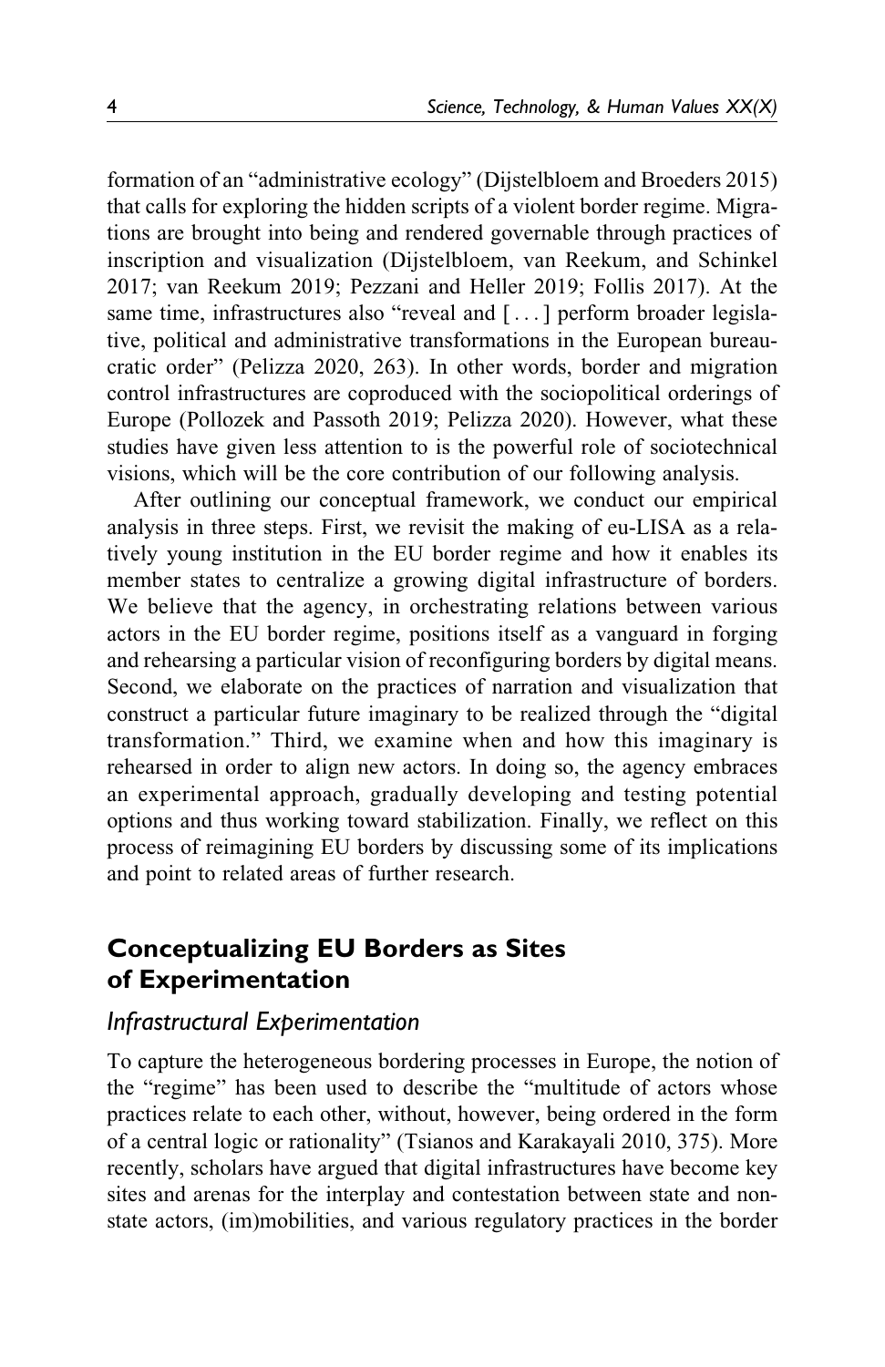formation of an "administrative ecology" (Dijstelbloem and Broeders 2015) that calls for exploring the hidden scripts of a violent border regime. Migrations are brought into being and rendered governable through practices of inscription and visualization (Dijstelbloem, van Reekum, and Schinkel 2017; van Reekum 2019; Pezzani and Heller 2019; Follis 2017). At the same time, infrastructures also "reveal and [ . . . ] perform broader legislative, political and administrative transformations in the European bureaucratic order" (Pelizza 2020, 263). In other words, border and migration control infrastructures are coproduced with the sociopolitical orderings of Europe (Pollozek and Passoth 2019; Pelizza 2020). However, what these studies have given less attention to is the powerful role of sociotechnical visions, which will be the core contribution of our following analysis.

After outlining our conceptual framework, we conduct our empirical analysis in three steps. First, we revisit the making of eu-LISA as a relatively young institution in the EU border regime and how it enables its member states to centralize a growing digital infrastructure of borders. We believe that the agency, in orchestrating relations between various actors in the EU border regime, positions itself as a vanguard in forging and rehearsing a particular vision of reconfiguring borders by digital means. Second, we elaborate on the practices of narration and visualization that construct a particular future imaginary to be realized through the "digital transformation." Third, we examine when and how this imaginary is rehearsed in order to align new actors. In doing so, the agency embraces an experimental approach, gradually developing and testing potential options and thus working toward stabilization. Finally, we reflect on this process of reimagining EU borders by discussing some of its implications and point to related areas of further research.

## Conceptualizing EU Borders as Sites of Experimentation

### *Infrastructural Experimentation*

To capture the heterogeneous bordering processes in Europe, the notion of the "regime" has been used to describe the "multitude of actors whose practices relate to each other, without, however, being ordered in the form of a central logic or rationality" (Tsianos and Karakayali 2010, 375). More recently, scholars have argued that digital infrastructures have become key sites and arenas for the interplay and contestation between state and non-state actors, (im)mobilities, and various regulatory practices in the border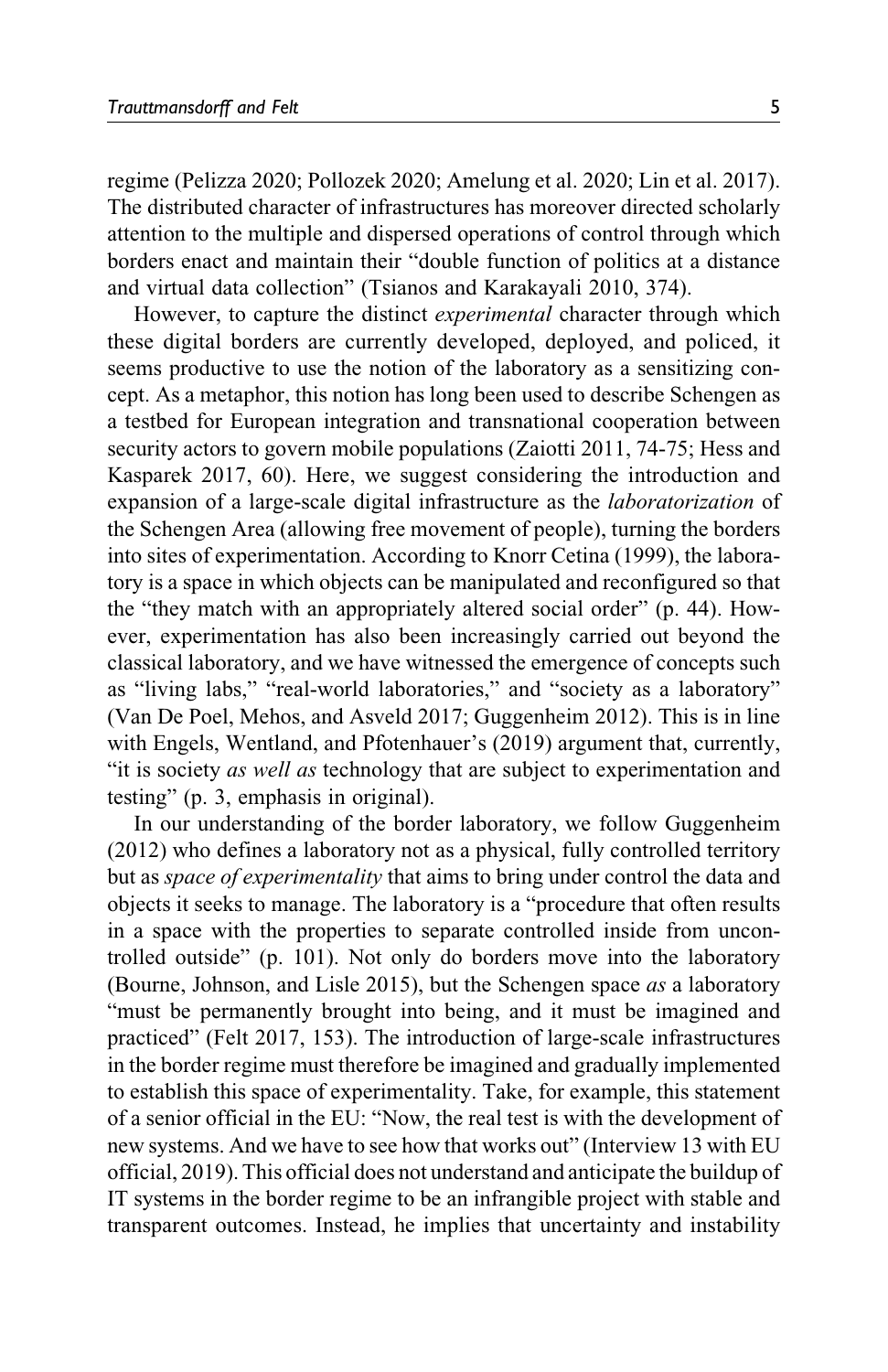regime (Pelizza 2020; Pollozek 2020; Amelung et al. 2020; Lin et al. 2017). The distributed character of infrastructures has moreover directed scholarly attention to the multiple and dispersed operations of control through which borders enact and maintain their "double function of politics at a distance and virtual data collection" (Tsianos and Karakayali 2010, 374).

However, to capture the distinct *experimental* character through which these digital borders are currently developed, deployed, and policed, it seems productive to use the notion of the laboratory as a sensitizing concept. As a metaphor, this notion has long been used to describe Schengen as a testbed for European integration and transnational cooperation between security actors to govern mobile populations (Zaiotti 2011, 74-75; Hess and Kasparek 2017, 60). Here, we suggest considering the introduction and expansion of a large-scale digital infrastructure as the *laboratorization* of the Schengen Area (allowing free movement of people), turning the borders into sites of experimentation. According to Knorr Cetina (1999), the laboratory is a space in which objects can be manipulated and reconfigured so that the "they match with an appropriately altered social order" (p. 44). However, experimentation has also been increasingly carried out beyond the classical laboratory, and we have witnessed the emergence of concepts such as "living labs," "real-world laboratories," and "society as a laboratory" (Van De Poel, Mehos, and Asveld 2017; Guggenheim 2012). This is in line with Engels, Wentland, and Pfotenhauer's (2019) argument that, currently, "it is society *as well as* technology that are subject to experimentation and testing" (p. 3, emphasis in original).

In our understanding of the border laboratory, we follow Guggenheim (2012) who defines a laboratory not as a physical, fully controlled territory but as *space of experimentality* that aims to bring under control the data and objects it seeks to manage. The laboratory is a "procedure that often results in a space with the properties to separate controlled inside from uncontrolled outside" (p. 101). Not only do borders move into the laboratory (Bourne, Johnson, and Lisle 2015), but the Schengen space *as* a laboratory "must be permanently brought into being, and it must be imagined and practiced" (Felt 2017, 153). The introduction of large-scale infrastructures in the border regime must therefore be imagined and gradually implemented to establish this space of experimentality. Take, for example, this statement of a senior official in the EU: "Now, the real test is with the development of new systems. And we have to see how that works out" (Interview 13 with EU official, 2019). This official does not understand and anticipate the buildup of IT systems in the border regime to be an infrangible project with stable and transparent outcomes. Instead, he implies that uncertainty and instability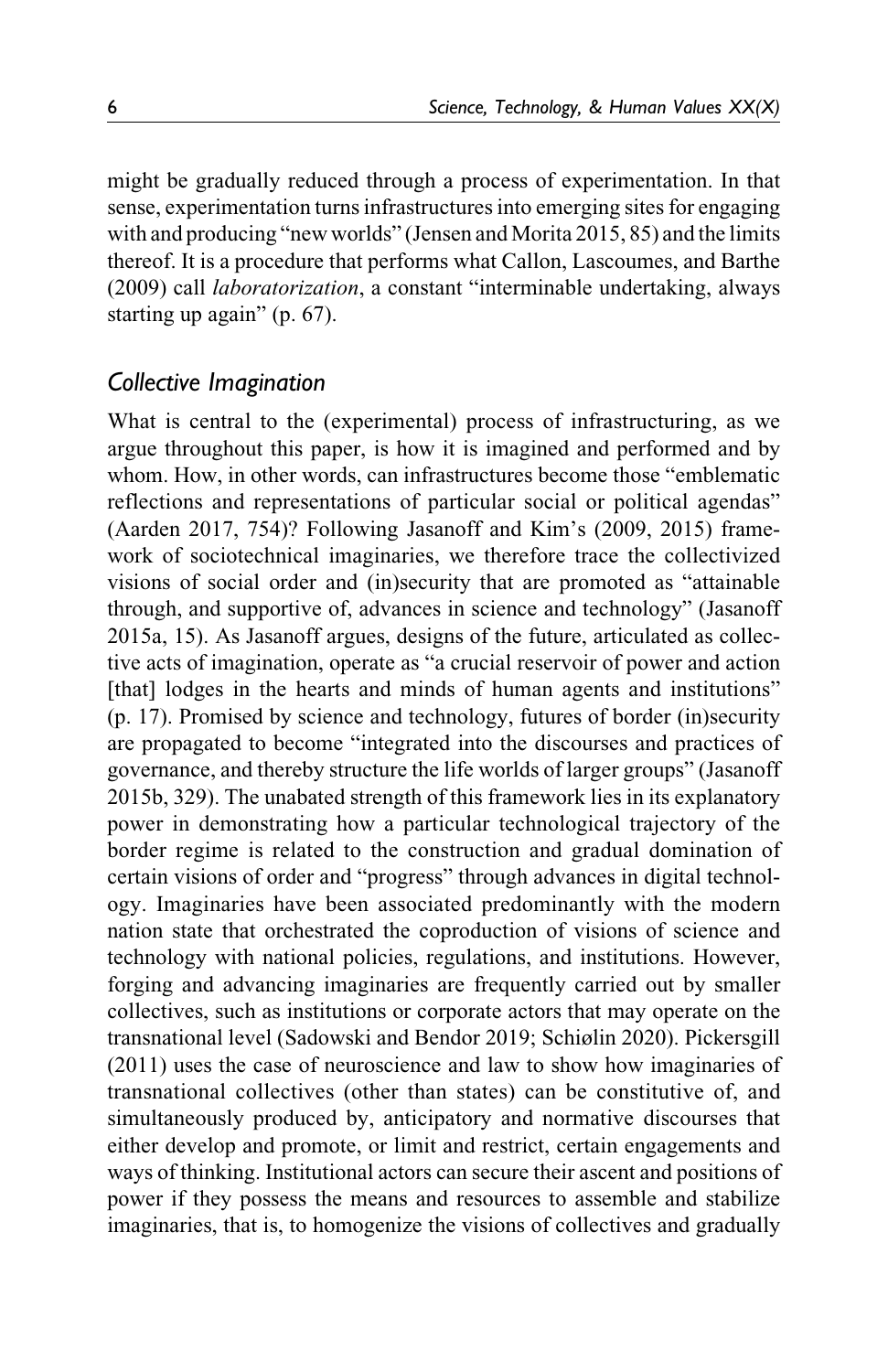might be gradually reduced through a process of experimentation. In that sense, experimentation turns infrastructures into emerging sites for engaging with and producing "new worlds" (Jensen and Morita 2015, 85) and the limits thereof. It is a procedure that performs what Callon, Lascoumes, and Barthe (2009) call *laboratorization*, a constant "interminable undertaking, always starting up again" (p. 67).

### *Collective Imagination*

What is central to the (experimental) process of infrastructuring, as we argue throughout this paper, is how it is imagined and performed and by whom. How, in other words, can infrastructures become those "emblematic reflections and representations of particular social or political agendas" (Aarden 2017, 754)? Following Jasanoff and Kim's (2009, 2015) framework of sociotechnical imaginaries, we therefore trace the collectivized visions of social order and (in)security that are promoted as "attainable through, and supportive of, advances in science and technology" (Jasanoff 2015a, 15). As Jasanoff argues, designs of the future, articulated as collective acts of imagination, operate as "a crucial reservoir of power and action [that] lodges in the hearts and minds of human agents and institutions" (p. 17). Promised by science and technology, futures of border (in)security are propagated to become "integrated into the discourses and practices of governance, and thereby structure the life worlds of larger groups" (Jasanoff 2015b, 329). The unabated strength of this framework lies in its explanatory power in demonstrating how a particular technological trajectory of the border regime is related to the construction and gradual domination of certain visions of order and "progress" through advances in digital technology. Imaginaries have been associated predominantly with the modern nation state that orchestrated the coproduction of visions of science and technology with national policies, regulations, and institutions. However, forging and advancing imaginaries are frequently carried out by smaller collectives, such as institutions or corporate actors that may operate on the transnational level (Sadowski and Bendor 2019; Schiølin 2020). Pickersgill (2011) uses the case of neuroscience and law to show how imaginaries of transnational collectives (other than states) can be constitutive of, and simultaneously produced by, anticipatory and normative discourses that either develop and promote, or limit and restrict, certain engagements and ways of thinking. Institutional actors can secure their ascent and positions of power if they possess the means and resources to assemble and stabilize imaginaries, that is, to homogenize the visions of collectives and gradually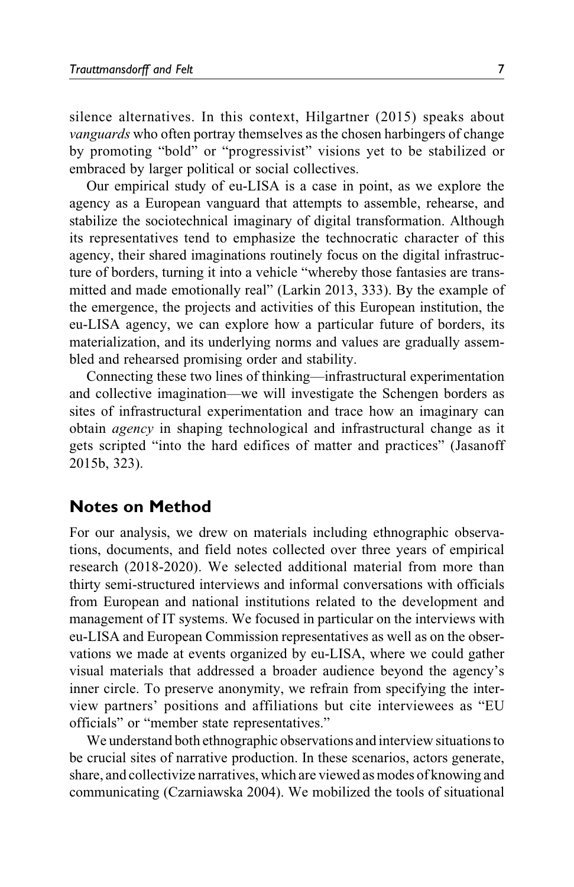silence alternatives. In this context, Hilgartner (2015) speaks about *vanguards* who often portray themselves as the chosen harbingers of change by promoting "bold" or "progressivist" visions yet to be stabilized or embraced by larger political or social collectives.

Our empirical study of eu-LISA is a case in point, as we explore the agency as a European vanguard that attempts to assemble, rehearse, and stabilize the sociotechnical imaginary of digital transformation. Although its representatives tend to emphasize the technocratic character of this agency, their shared imaginations routinely focus on the digital infrastructure of borders, turning it into a vehicle "whereby those fantasies are transmitted and made emotionally real" (Larkin 2013, 333). By the example of the emergence, the projects and activities of this European institution, the eu-LISA agency, we can explore how a particular future of borders, its materialization, and its underlying norms and values are gradually assembled and rehearsed promising order and stability.

Connecting these two lines of thinking—infrastructural experimentation and collective imagination—we will investigate the Schengen borders as sites of infrastructural experimentation and trace how an imaginary can obtain *agency* in shaping technological and infrastructural change as it gets scripted "into the hard edifices of matter and practices" (Jasanoff 2015b, 323).

## Notes on Method

For our analysis, we drew on materials including ethnographic observations, documents, and field notes collected over three years of empirical research (2018-2020). We selected additional material from more than thirty semi-structured interviews and informal conversations with officials from European and national institutions related to the development and management of IT systems. We focused in particular on the interviews with eu-LISA and European Commission representatives as well as on the observations we made at events organized by eu-LISA, where we could gather visual materials that addressed a broader audience beyond the agency's inner circle. To preserve anonymity, we refrain from specifying the interview partners' positions and affiliations but cite interviewees as "EU officials" or "member state representatives."

We understand both ethnographic observations and interview situations to be crucial sites of narrative production. In these scenarios, actors generate, share, and collectivize narratives, which are viewed as modes of knowing and communicating (Czarniawska 2004). We mobilized the tools of situational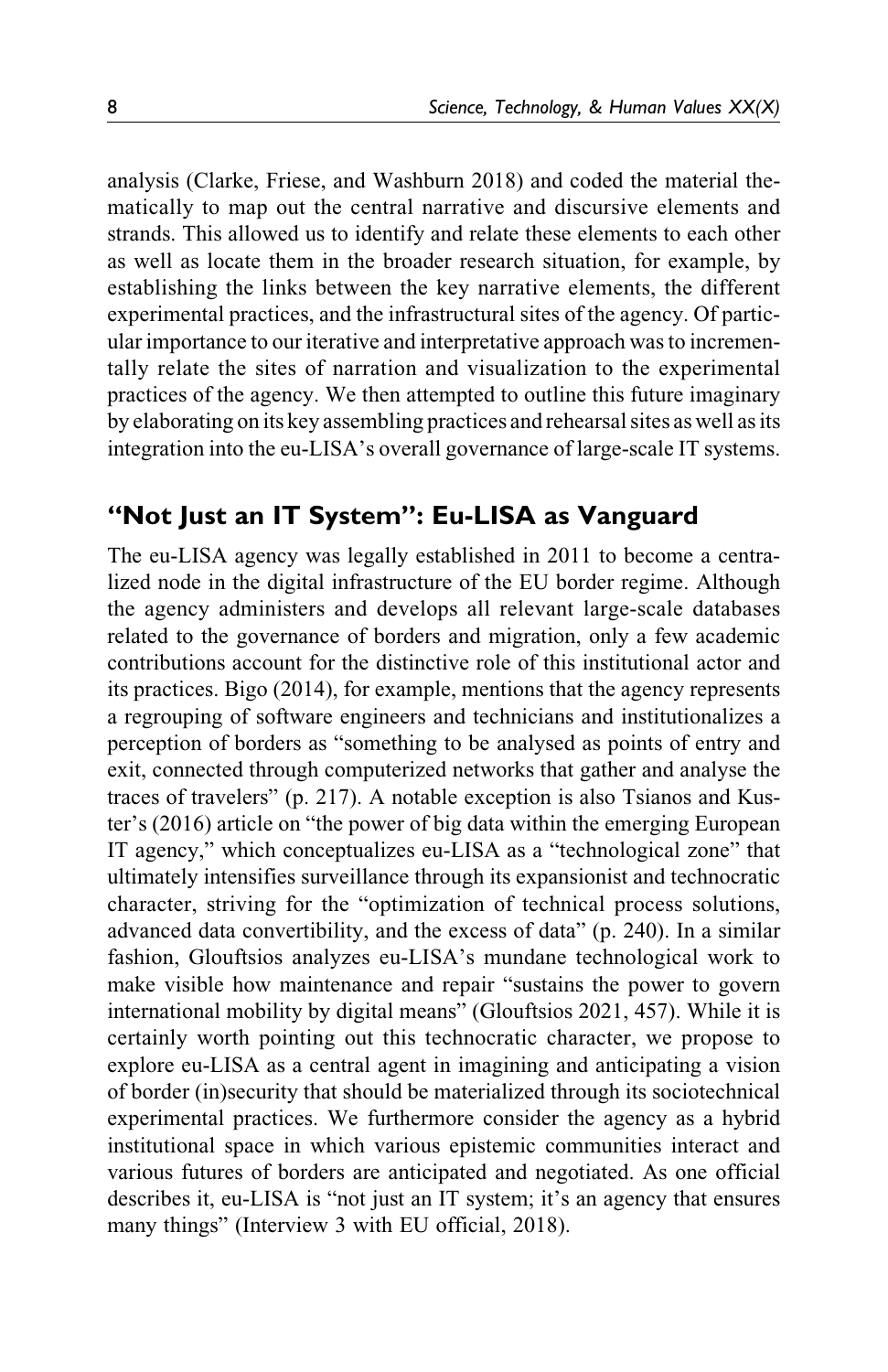analysis (Clarke, Friese, and Washburn 2018) and coded the material thematically to map out the central narrative and discursive elements and strands. This allowed us to identify and relate these elements to each other as well as locate them in the broader research situation, for example, by establishing the links between the key narrative elements, the different experimental practices, and the infrastructural sites of the agency. Of particular importance to our iterative and interpretative approach was to incrementally relate the sites of narration and visualization to the experimental practices of the agency. We then attempted to outline this future imaginary by elaborating on its key assembling practices and rehearsal sites as well as its integration into the eu-LISA's overall governance of large-scale IT systems.

## "Not Just an IT System": Eu-LISA as Vanguard

The eu-LISA agency was legally established in 2011 to become a centralized node in the digital infrastructure of the EU border regime. Although the agency administers and develops all relevant large-scale databases related to the governance of borders and migration, only a few academic contributions account for the distinctive role of this institutional actor and its practices. Bigo (2014), for example, mentions that the agency represents a regrouping of software engineers and technicians and institutionalizes a perception of borders as "something to be analysed as points of entry and exit, connected through computerized networks that gather and analyse the traces of travelers" (p. 217). A notable exception is also Tsianos and Kuster's (2016) article on "the power of big data within the emerging European IT agency," which conceptualizes eu-LISA as a "technological zone" that ultimately intensifies surveillance through its expansionist and technocratic character, striving for the "optimization of technical process solutions, advanced data convertibility, and the excess of data" (p. 240). In a similar fashion, Glouftsios analyzes eu-LISA's mundane technological work to make visible how maintenance and repair "sustains the power to govern international mobility by digital means" (Glouftsios 2021, 457). While it is certainly worth pointing out this technocratic character, we propose to explore eu-LISA as a central agent in imagining and anticipating a vision of border (in)security that should be materialized through its sociotechnical experimental practices. We furthermore consider the agency as a hybrid institutional space in which various epistemic communities interact and various futures of borders are anticipated and negotiated. As one official describes it, eu-LISA is "not just an IT system; it's an agency that ensures many things" (Interview 3 with EU official, 2018).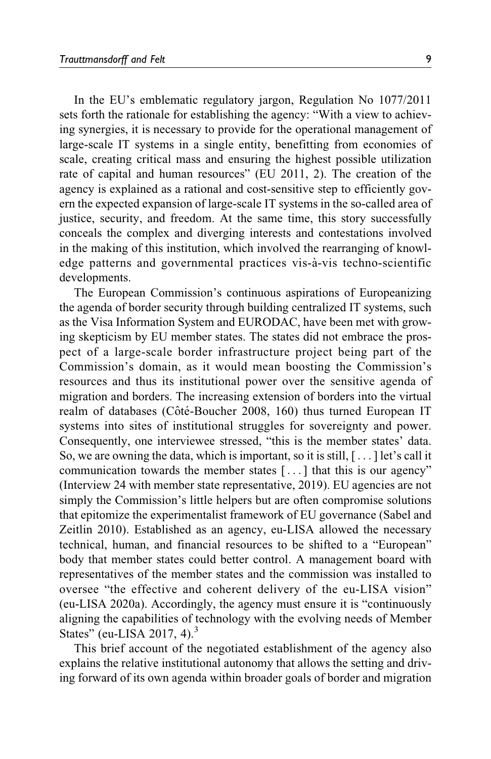In the EU's emblematic regulatory jargon, Regulation No 1077/2011 sets forth the rationale for establishing the agency: "With a view to achieving synergies, it is necessary to provide for the operational management of large-scale IT systems in a single entity, benefitting from economies of scale, creating critical mass and ensuring the highest possible utilization rate of capital and human resources" (EU 2011, 2). The creation of the agency is explained as a rational and cost-sensitive step to efficiently govern the expected expansion of large-scale IT systems in the so-called area of justice, security, and freedom. At the same time, this story successfully conceals the complex and diverging interests and contestations involved in the making of this institution, which involved the rearranging of knowledge patterns and governmental practices vis-à-vis techno-scientific developments.

The European Commission's continuous aspirations of Europeanizing the agenda of border security through building centralized IT systems, such as the Visa Information System and EURODAC, have been met with growing skepticism by EU member states. The states did not embrace the prospect of a large-scale border infrastructure project being part of the Commission's domain, as it would mean boosting the Commission's resources and thus its institutional power over the sensitive agenda of migration and borders. The increasing extension of borders into the virtual realm of databases (Côté-Boucher 2008, 160) thus turned European IT systems into sites of institutional struggles for sovereignty and power. Consequently, one interviewee stressed, "this is the member states' data. So, we are owning the data, which is important, so it is still, [ . . . ] let's call it communication towards the member states [ . . . ] that this is our agency" (Interview 24 with member state representative, 2019). EU agencies are not simply the Commission's little helpers but are often compromise solutions that epitomize the experimentalist framework of EU governance (Sabel and Zeitlin 2010). Established as an agency, eu-LISA allowed the necessary technical, human, and financial resources to be shifted to a "European" body that member states could better control. A management board with representatives of the member states and the commission was installed to oversee "the effective and coherent delivery of the eu-LISA vision" (eu-LISA 2020a). Accordingly, the agency must ensure it is "continuously aligning the capabilities of technology with the evolving needs of Member States" (eu-LISA 2017, 4).[3]

This brief account of the negotiated establishment of the agency also explains the relative institutional autonomy that allows the setting and driving forward of its own agenda within broader goals of border and migration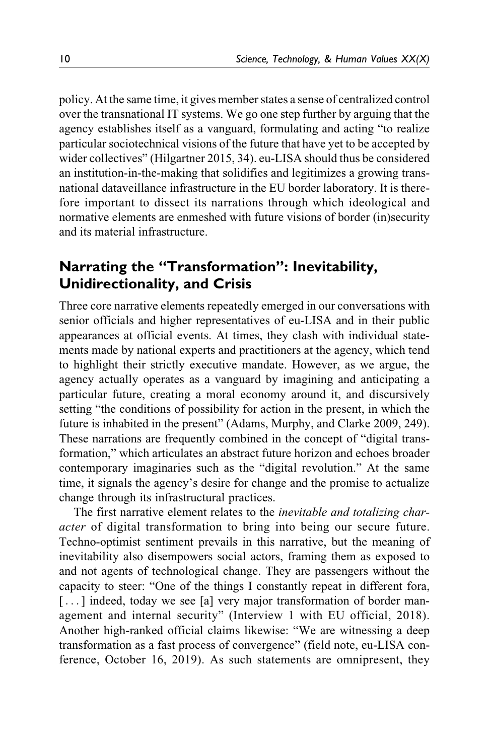policy. At the same time, it gives member states a sense of centralized control over the transnational IT systems. We go one step further by arguing that the agency establishes itself as a vanguard, formulating and acting "to realize particular sociotechnical visions of the future that have yet to be accepted by wider collectives" (Hilgartner 2015, 34). eu-LISA should thus be considered an institution-in-the-making that solidifies and legitimizes a growing transnational dataveillance infrastructure in the EU border laboratory. It is therefore important to dissect its narrations through which ideological and normative elements are enmeshed with future visions of border (in)security and its material infrastructure.

## Narrating the "Transformation": Inevitability, Unidirectionality, and Crisis

Three core narrative elements repeatedly emerged in our conversations with senior officials and higher representatives of eu-LISA and in their public appearances at official events. At times, they clash with individual statements made by national experts and practitioners at the agency, which tend to highlight their strictly executive mandate. However, as we argue, the agency actually operates as a vanguard by imagining and anticipating a particular future, creating a moral economy around it, and discursively setting "the conditions of possibility for action in the present, in which the future is inhabited in the present" (Adams, Murphy, and Clarke 2009, 249). These narrations are frequently combined in the concept of "digital transformation," which articulates an abstract future horizon and echoes broader contemporary imaginaries such as the "digital revolution." At the same time, it signals the agency's desire for change and the promise to actualize change through its infrastructural practices.

The first narrative element relates to the *inevitable and totalizing character* of digital transformation to bring into being our secure future. Techno-optimist sentiment prevails in this narrative, but the meaning of inevitability also disempowers social actors, framing them as exposed to and not agents of technological change. They are passengers without the capacity to steer: "One of the things I constantly repeat in different fora, [ . . . ] indeed, today we see [a] very major transformation of border management and internal security" (Interview 1 with EU official, 2018). Another high-ranked official claims likewise: "We are witnessing a deep transformation as a fast process of convergence" (field note, eu-LISA conference, October 16, 2019). As such statements are omnipresent, they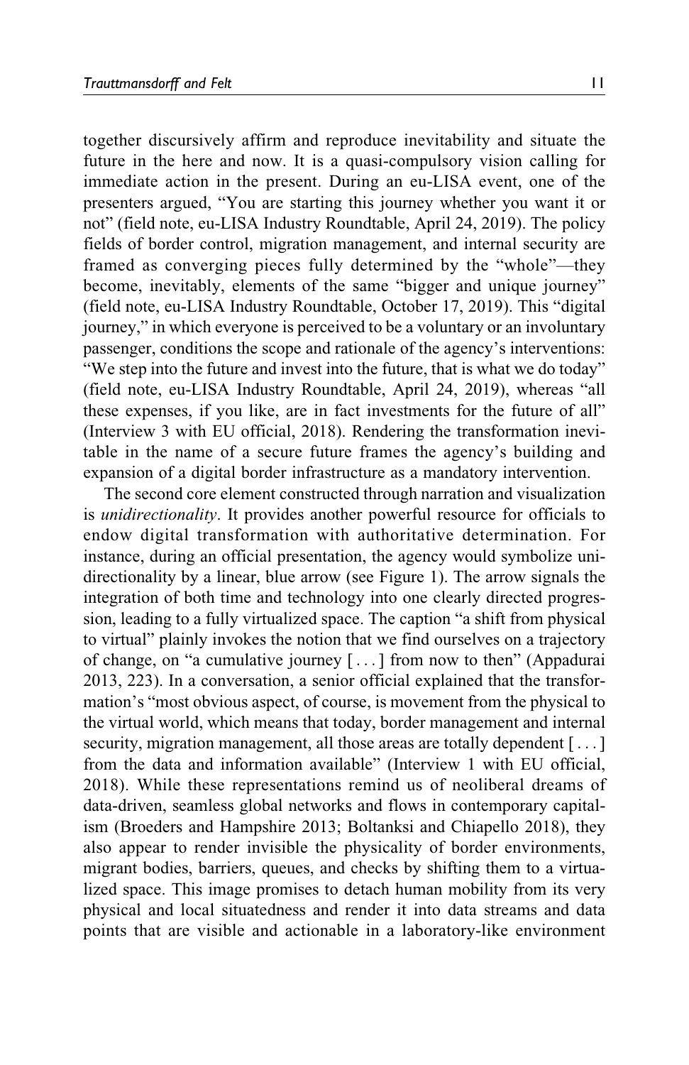together discursively affirm and reproduce inevitability and situate the future in the here and now. It is a quasi-compulsory vision calling for immediate action in the present. During an eu-LISA event, one of the presenters argued, "You are starting this journey whether you want it or not" (field note, eu-LISA Industry Roundtable, April 24, 2019). The policy fields of border control, migration management, and internal security are framed as converging pieces fully determined by the "whole"—they become, inevitably, elements of the same "bigger and unique journey" (field note, eu-LISA Industry Roundtable, October 17, 2019). This "digital journey," in which everyone is perceived to be a voluntary or an involuntary passenger, conditions the scope and rationale of the agency's interventions: "We step into the future and invest into the future, that is what we do today" (field note, eu-LISA Industry Roundtable, April 24, 2019), whereas "all these expenses, if you like, are in fact investments for the future of all" (Interview 3 with EU official, 2018). Rendering the transformation inevitable in the name of a secure future frames the agency's building and expansion of a digital border infrastructure as a mandatory intervention.

The second core element constructed through narration and visualization is *unidirectionality*. It provides another powerful resource for officials to endow digital transformation with authoritative determination. For instance, during an official presentation, the agency would symbolize unidirectionality by a linear, blue arrow (see Figure 1). The arrow signals the integration of both time and technology into one clearly directed progression, leading to a fully virtualized space. The caption "a shift from physical to virtual" plainly invokes the notion that we find ourselves on a trajectory of change, on "a cumulative journey [ . . . ] from now to then" (Appadurai 2013, 223). In a conversation, a senior official explained that the transformation's "most obvious aspect, of course, is movement from the physical to the virtual world, which means that today, border management and internal security, migration management, all those areas are totally dependent [ . . . ] from the data and information available" (Interview 1 with EU official, 2018). While these representations remind us of neoliberal dreams of data-driven, seamless global networks and flows in contemporary capitalism (Broeders and Hampshire 2013; Boltanksi and Chiapello 2018), they also appear to render invisible the physicality of border environments, migrant bodies, barriers, queues, and checks by shifting them to a virtualized space. This image promises to detach human mobility from its very physical and local situatedness and render it into data streams and data points that are visible and actionable in a laboratory-like environment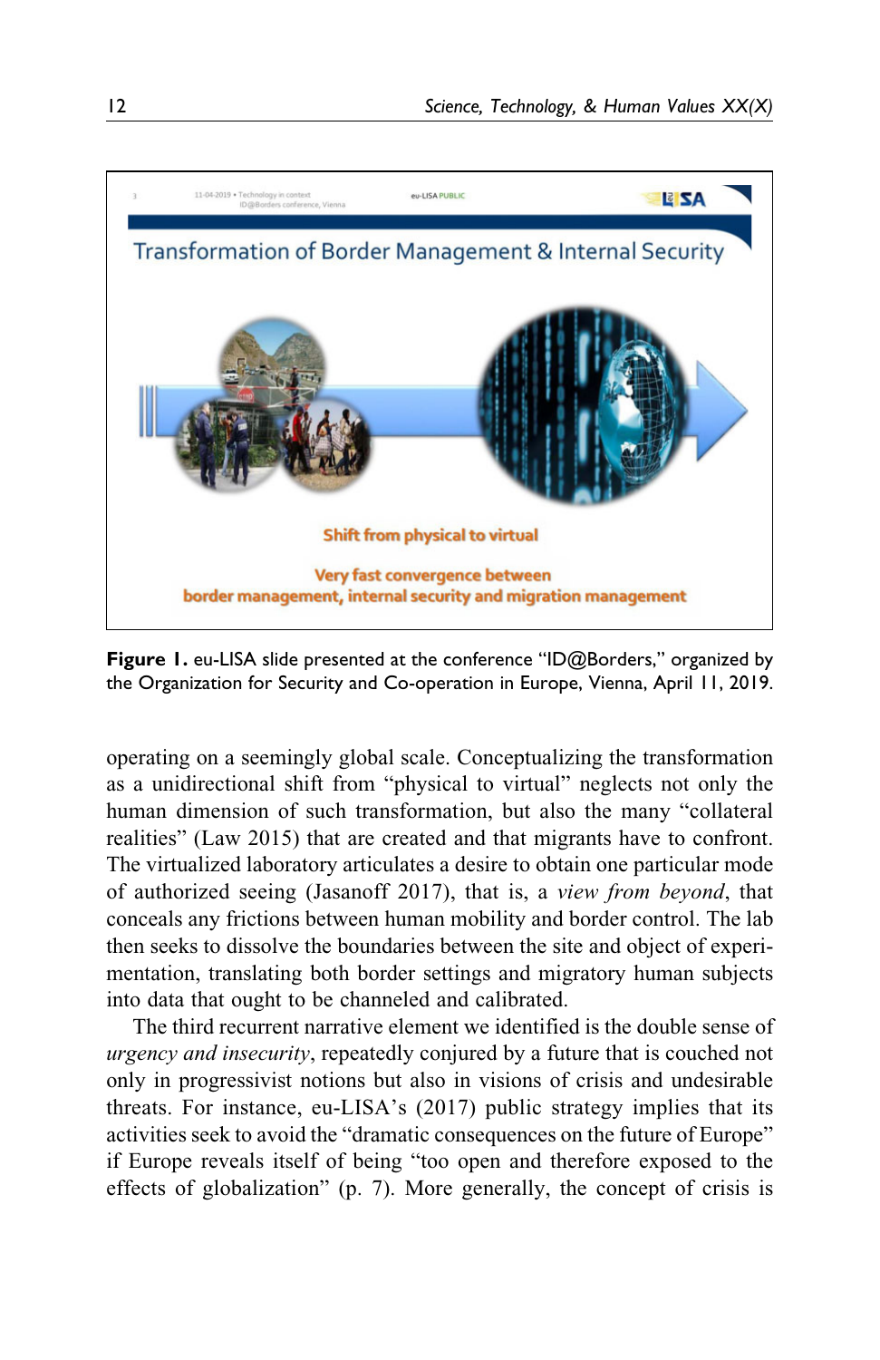Figure 1. eu-LISA slide presented at the conference "ID@Borders," organized by the Organization for Security and Co-operation in Europe, Vienna, April 11, 2019.

operating on a seemingly global scale. Conceptualizing the transformation as a unidirectional shift from "physical to virtual" neglects not only the human dimension of such transformation, but also the many "collateral realities" (Law 2015) that are created and that migrants have to confront. The virtualized laboratory articulates a desire to obtain one particular mode of authorized seeing (Jasanoff 2017), that is, a *view from beyond*, that conceals any frictions between human mobility and border control. The lab then seeks to dissolve the boundaries between the site and object of experimentation, translating both border settings and migratory human subjects into data that ought to be channeled and calibrated.

The third recurrent narrative element we identified is the double sense of *urgency and insecurity*, repeatedly conjured by a future that is couched not only in progressivist notions but also in visions of crisis and undesirable threats. For instance, eu-LISA's (2017) public strategy implies that its activities seek to avoid the "dramatic consequences on the future of Europe" if Europe reveals itself of being "too open and therefore exposed to the effects of globalization" (p. 7). More generally, the concept of crisis is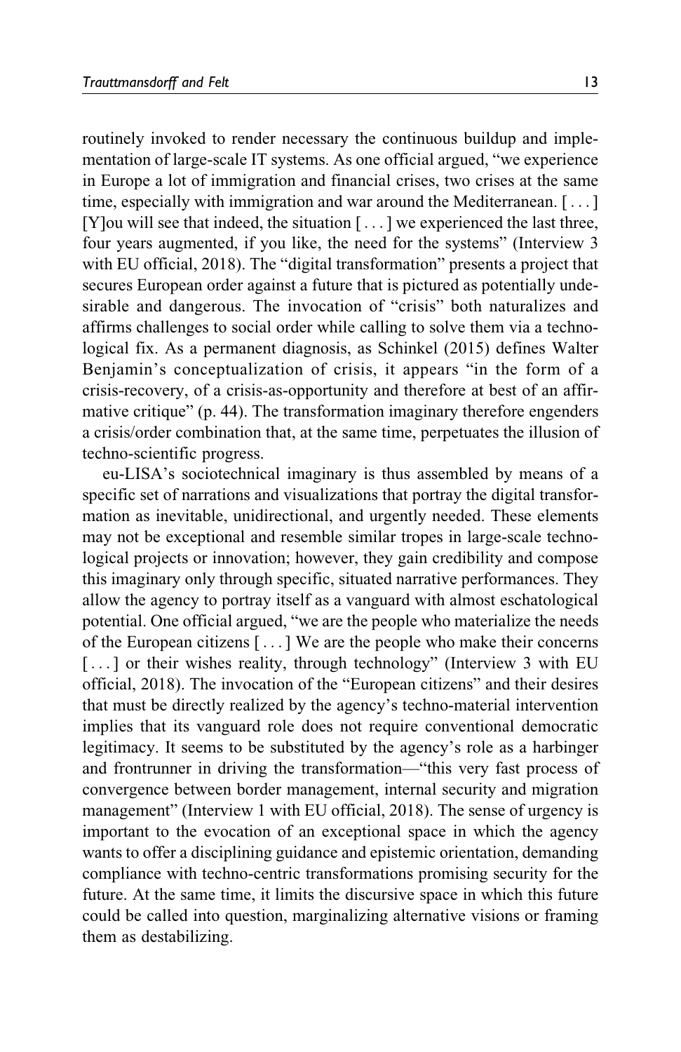routinely invoked to render necessary the continuous buildup and implementation of large-scale IT systems. As one official argued, "we experience in Europe a lot of immigration and financial crises, two crises at the same time, especially with immigration and war around the Mediterranean. [ . . . ] [Y]ou will see that indeed, the situation [ . . . ] we experienced the last three, four years augmented, if you like, the need for the systems" (Interview 3 with EU official, 2018). The "digital transformation" presents a project that secures European order against a future that is pictured as potentially undesirable and dangerous. The invocation of "crisis" both naturalizes and affirms challenges to social order while calling to solve them via a technological fix. As a permanent diagnosis, as Schinkel (2015) defines Walter Benjamin's conceptualization of crisis, it appears "in the form of a crisis-recovery, of a crisis-as-opportunity and therefore at best of an affirmative critique" (p. 44). The transformation imaginary therefore engenders a crisis/order combination that, at the same time, perpetuates the illusion of techno-scientific progress.

eu-LISA's sociotechnical imaginary is thus assembled by means of a specific set of narrations and visualizations that portray the digital transformation as inevitable, unidirectional, and urgently needed. These elements may not be exceptional and resemble similar tropes in large-scale technological projects or innovation; however, they gain credibility and compose this imaginary only through specific, situated narrative performances. They allow the agency to portray itself as a vanguard with almost eschatological potential. One official argued, "we are the people who materialize the needs of the European citizens [ . . . ] We are the people who make their concerns [ . . . ] or their wishes reality, through technology" (Interview 3 with EU official, 2018). The invocation of the "European citizens" and their desires that must be directly realized by the agency's techno-material intervention implies that its vanguard role does not require conventional democratic legitimacy. It seems to be substituted by the agency's role as a harbinger and frontrunner in driving the transformation—"this very fast process of convergence between border management, internal security and migration management" (Interview 1 with EU official, 2018). The sense of urgency is important to the evocation of an exceptional space in which the agency wants to offer a disciplining guidance and epistemic orientation, demanding compliance with techno-centric transformations promising security for the future. At the same time, it limits the discursive space in which this future could be called into question, marginalizing alternative visions or framing them as destabilizing.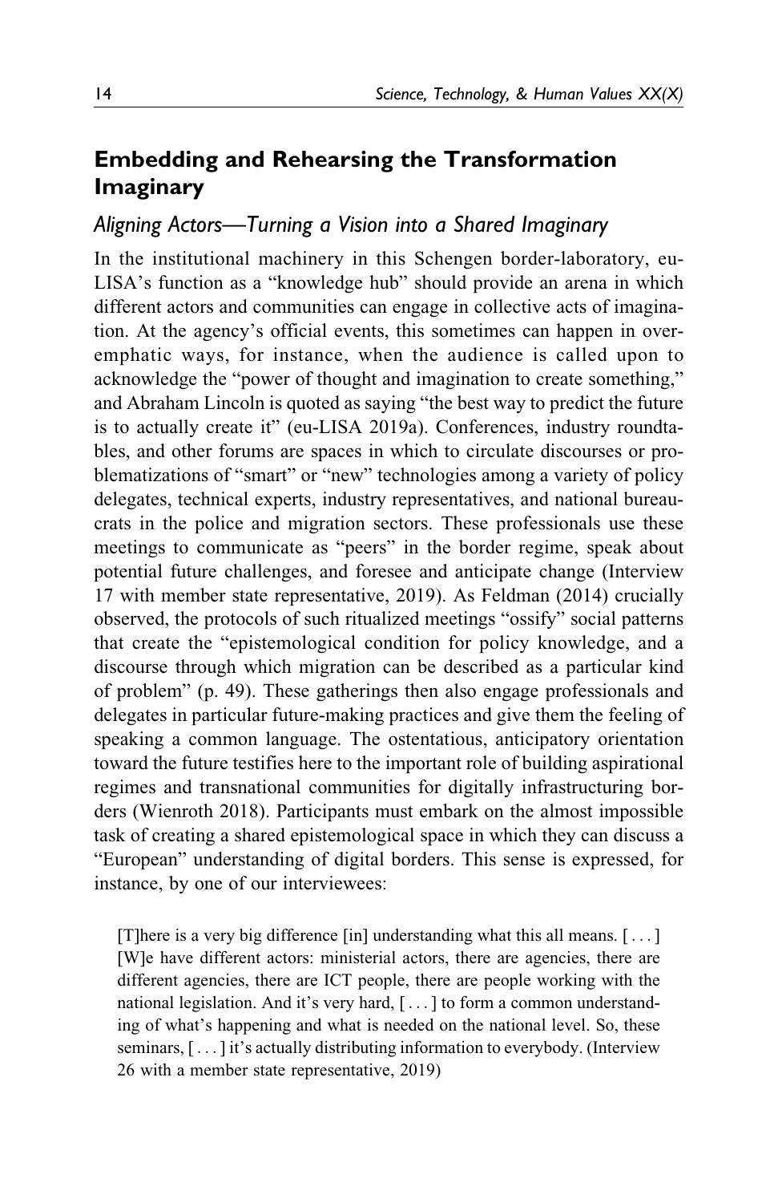## Embedding and Rehearsing the Transformation Imaginary

### *Aligning Actors—Turning a Vision into a Shared Imaginary*

In the institutional machinery in this Schengen border-laboratory, eu-LISA's function as a "knowledge hub" should provide an arena in which different actors and communities can engage in collective acts of imagination. At the agency's official events, this sometimes can happen in over-emphatic ways, for instance, when the audience is called upon to acknowledge the "power of thought and imagination to create something," and Abraham Lincoln is quoted as saying "the best way to predict the future is to actually create it" (eu-LISA 2019a). Conferences, industry roundtables, and other forums are spaces in which to circulate discourses or problematizations of "smart" or "new" technologies among a variety of policy delegates, technical experts, industry representatives, and national bureaucrats in the police and migration sectors. These professionals use these meetings to communicate as "peers" in the border regime, speak about potential future challenges, and foresee and anticipate change (Interview 17 with member state representative, 2019). As Feldman (2014) crucially observed, the protocols of such ritualized meetings "ossify" social patterns that create the "epistemological condition for policy knowledge, and a discourse through which migration can be described as a particular kind of problem" (p. 49). These gatherings then also engage professionals and delegates in particular future-making practices and give them the feeling of speaking a common language. The ostentatious, anticipatory orientation toward the future testifies here to the important role of building aspirational regimes and transnational communities for digitally infrastructuring borders (Wienroth 2018). Participants must embark on the almost impossible task of creating a shared epistemological space in which they can discuss a "European" understanding of digital borders. This sense is expressed, for instance, by one of our interviewees:

> [T]here is a very big difference [in] understanding what this all means. [ . . . ] [W]e have different actors: ministerial actors, there are agencies, there are different agencies, there are ICT people, there are people working with the national legislation. And it's very hard, [ . . . ] to form a common understanding of what's happening and what is needed on the national level. So, these seminars, [ . . . ] it's actually distributing information to everybody. (Interview 26 with a member state representative, 2019)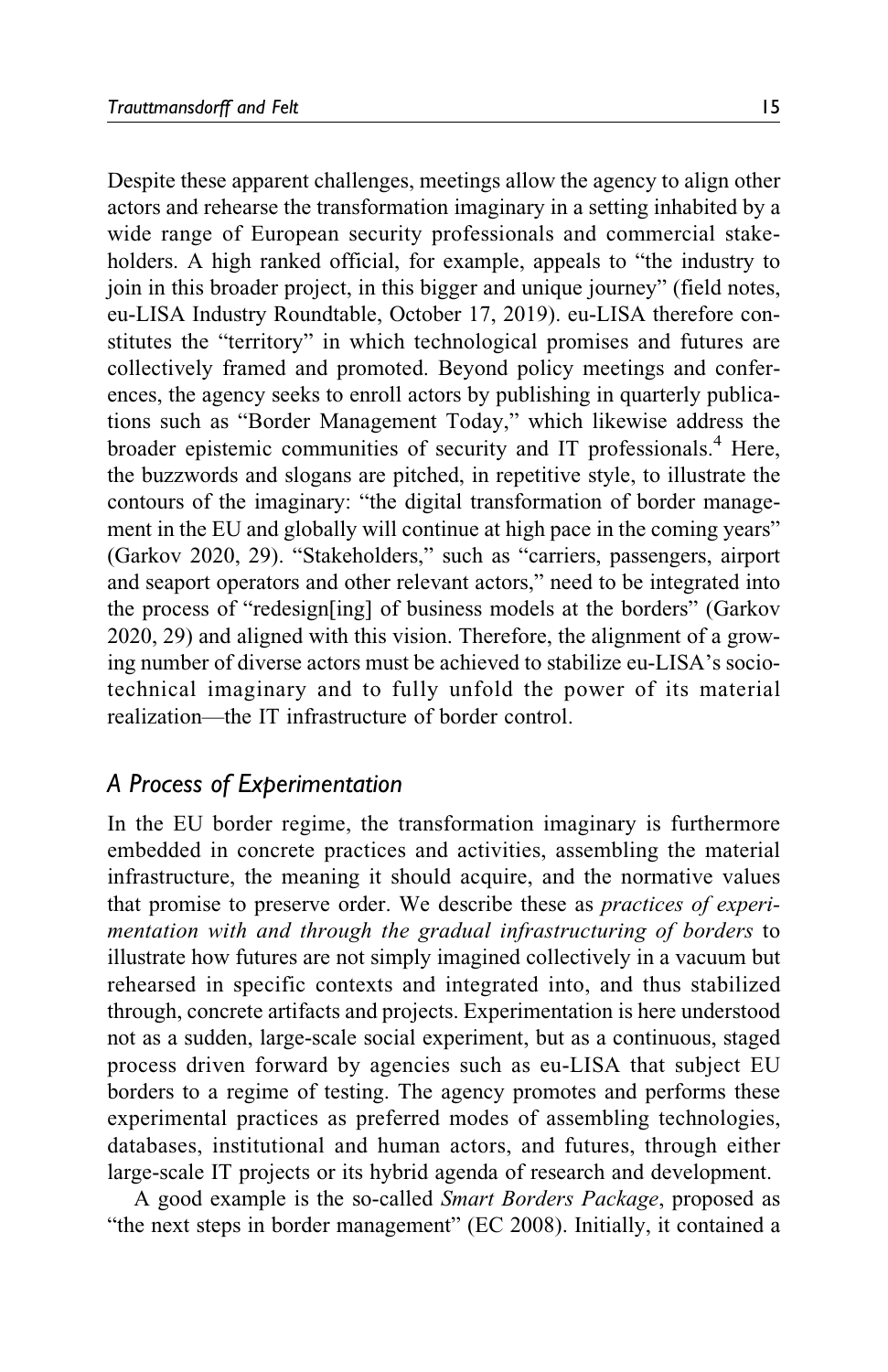Despite these apparent challenges, meetings allow the agency to align other actors and rehearse the transformation imaginary in a setting inhabited by a wide range of European security professionals and commercial stakeholders. A high ranked official, for example, appeals to "the industry to join in this broader project, in this bigger and unique journey" (field notes, eu-LISA Industry Roundtable, October 17, 2019). eu-LISA therefore constitutes the "territory" in which technological promises and futures are collectively framed and promoted. Beyond policy meetings and conferences, the agency seeks to enroll actors by publishing in quarterly publications such as "Border Management Today," which likewise address the broader epistemic communities of security and IT professionals.[4] Here, the buzzwords and slogans are pitched, in repetitive style, to illustrate the contours of the imaginary: "the digital transformation of border management in the EU and globally will continue at high pace in the coming years" (Garkov 2020, 29). "Stakeholders," such as "carriers, passengers, airport and seaport operators and other relevant actors," need to be integrated into the process of "redesign[ing] of business models at the borders" (Garkov 2020, 29) and aligned with this vision. Therefore, the alignment of a growing number of diverse actors must be achieved to stabilize eu-LISA's sociotechnical imaginary and to fully unfold the power of its material realization—the IT infrastructure of border control.

## A Process of Experimentation

In the EU border regime, the transformation imaginary is furthermore embedded in concrete practices and activities, assembling the material infrastructure, the meaning it should acquire, and the normative values that promise to preserve order. We describe these as *practices of experimentation with and through the gradual infrastructuring of borders* to illustrate how futures are not simply imagined collectively in a vacuum but rehearsed in specific contexts and integrated into, and thus stabilized through, concrete artifacts and projects. Experimentation is here understood not as a sudden, large-scale social experiment, but as a continuous, staged process driven forward by agencies such as eu-LISA that subject EU borders to a regime of testing. The agency promotes and performs these experimental practices as preferred modes of assembling technologies, databases, institutional and human actors, and futures, through either large-scale IT projects or its hybrid agenda of research and development.

A good example is the so-called *Smart Borders Package*, proposed as "the next steps in border management" (EC 2008). Initially, it contained a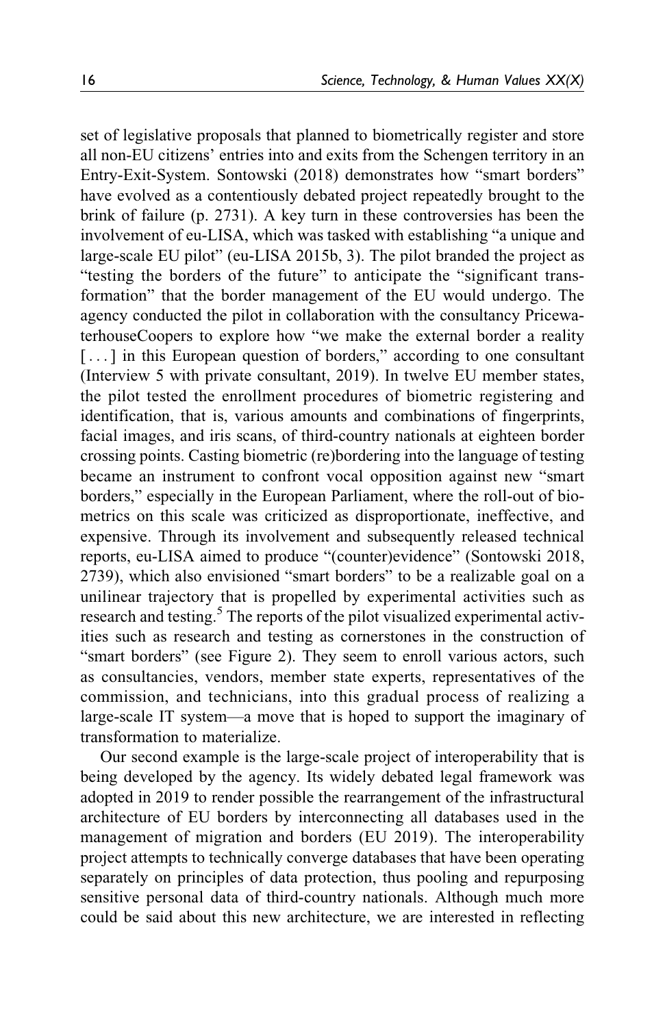set of legislative proposals that planned to biometrically register and store all non-EU citizens' entries into and exits from the Schengen territory in an Entry-Exit-System. Sontowski (2018) demonstrates how "smart borders" have evolved as a contentiously debated project repeatedly brought to the brink of failure (p. 2731). A key turn in these controversies has been the involvement of eu-LISA, which was tasked with establishing "a unique and large-scale EU pilot" (eu-LISA 2015b, 3). The pilot branded the project as "testing the borders of the future" to anticipate the "significant transformation" that the border management of the EU would undergo. The agency conducted the pilot in collaboration with the consultancy PricewaterhouseCoopers to explore how "we make the external border a reality [...] in this European question of borders," according to one consultant (Interview 5 with private consultant, 2019). In twelve EU member states, the pilot tested the enrollment procedures of biometric registering and identification, that is, various amounts and combinations of fingerprints, facial images, and iris scans, of third-country nationals at eighteen border crossing points. Casting biometric (re)bordering into the language of testing became an instrument to confront vocal opposition against new "smart borders," especially in the European Parliament, where the roll-out of biometrics on this scale was criticized as disproportionate, ineffective, and expensive. Through its involvement and subsequently released technical reports, eu-LISA aimed to produce "(counter)evidence" (Sontowski 2018, 2739), which also envisioned "smart borders" to be a realizable goal on a unilinear trajectory that is propelled by experimental activities such as research and testing.[5] The reports of the pilot visualized experimental activities such as research and testing as cornerstones in the construction of "smart borders" (see Figure 2). They seem to enroll various actors, such as consultancies, vendors, member state experts, representatives of the commission, and technicians, into this gradual process of realizing a large-scale IT system—a move that is hoped to support the imaginary of transformation to materialize.

Our second example is the large-scale project of interoperability that is being developed by the agency. Its widely debated legal framework was adopted in 2019 to render possible the rearrangement of the infrastructural architecture of EU borders by interconnecting all databases used in the management of migration and borders (EU 2019). The interoperability project attempts to technically converge databases that have been operating separately on principles of data protection, thus pooling and repurposing sensitive personal data of third-country nationals. Although much more could be said about this new architecture, we are interested in reflecting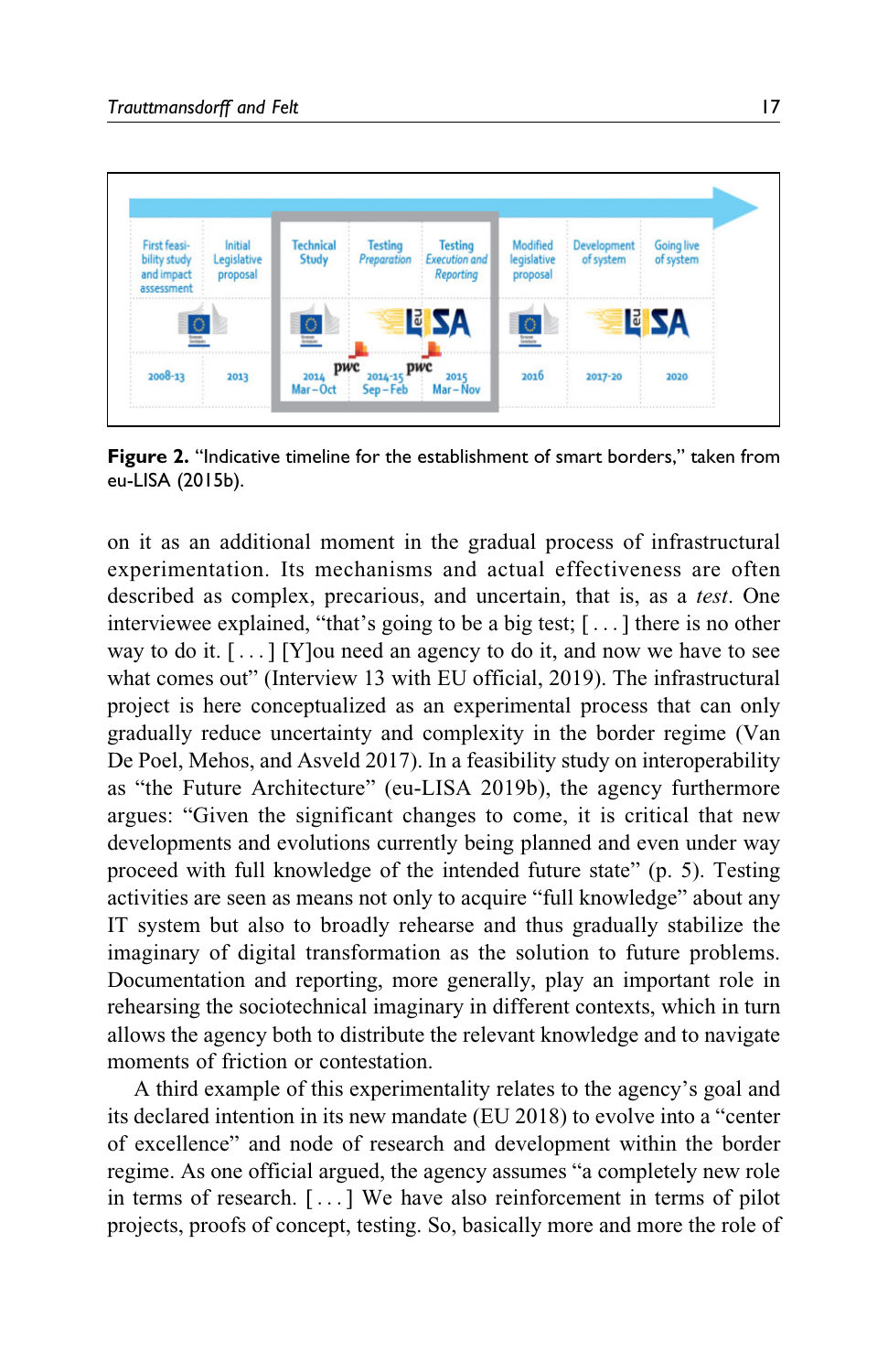| First feasibility study and impact assessment | Initial Legislative proposal | Technical Study | Testing *Preparation* | Testing *Execution and Reporting* | Modified legislative proposal | Development of system | Going live of system |
|---|---|---|---|---|---|---|---|
| 2008-13 | 2013 | 2014 Mar – Oct | 2014-15 Sep – Feb | 2015 Mar – Nov | 2016 | 2017-20 | 2020 |

**Figure 2.** "Indicative timeline for the establishment of smart borders," taken from eu-LISA (2015b).

on it as an additional moment in the gradual process of infrastructural experimentation. Its mechanisms and actual effectiveness are often described as complex, precarious, and uncertain, that is, as a *test*. One interviewee explained, "that's going to be a big test; [ . . . ] there is no other way to do it. [ . . . ] [Y]ou need an agency to do it, and now we have to see what comes out" (Interview 13 with EU official, 2019). The infrastructural project is here conceptualized as an experimental process that can only gradually reduce uncertainty and complexity in the border regime (Van De Poel, Mehos, and Asveld 2017). In a feasibility study on interoperability as "the Future Architecture" (eu-LISA 2019b), the agency furthermore argues: "Given the significant changes to come, it is critical that new developments and evolutions currently being planned and even under way proceed with full knowledge of the intended future state" (p. 5). Testing activities are seen as means not only to acquire "full knowledge" about any IT system but also to broadly rehearse and thus gradually stabilize the imaginary of digital transformation as the solution to future problems. Documentation and reporting, more generally, play an important role in rehearsing the sociotechnical imaginary in different contexts, which in turn allows the agency both to distribute the relevant knowledge and to navigate moments of friction or contestation.

A third example of this experimentality relates to the agency's goal and its declared intention in its new mandate (EU 2018) to evolve into a "center of excellence" and node of research and development within the border regime. As one official argued, the agency assumes "a completely new role in terms of research. [ . . . ] We have also reinforcement in terms of pilot projects, proofs of concept, testing. So, basically more and more the role of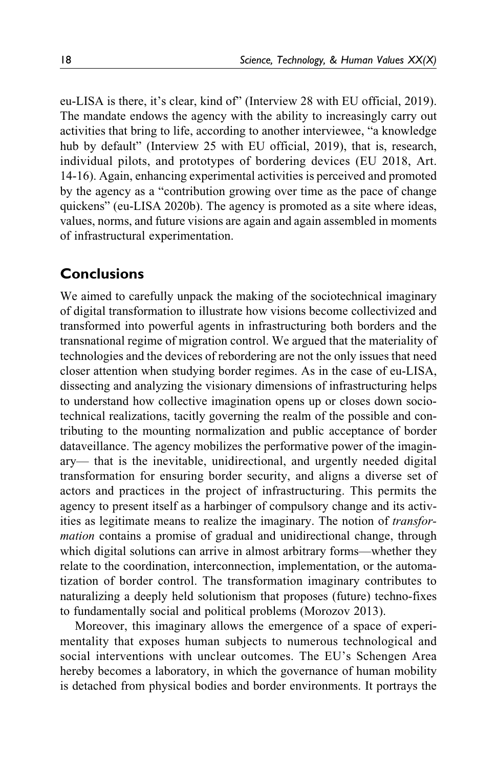eu-LISA is there, it's clear, kind of" (Interview 28 with EU official, 2019). The mandate endows the agency with the ability to increasingly carry out activities that bring to life, according to another interviewee, "a knowledge hub by default" (Interview 25 with EU official, 2019), that is, research, individual pilots, and prototypes of bordering devices (EU 2018, Art. 14-16). Again, enhancing experimental activities is perceived and promoted by the agency as a "contribution growing over time as the pace of change quickens" (eu-LISA 2020b). The agency is promoted as a site where ideas, values, norms, and future visions are again and again assembled in moments of infrastructural experimentation.

## Conclusions

We aimed to carefully unpack the making of the sociotechnical imaginary of digital transformation to illustrate how visions become collectivized and transformed into powerful agents in infrastructuring both borders and the transnational regime of migration control. We argued that the materiality of technologies and the devices of rebordering are not the only issues that need closer attention when studying border regimes. As in the case of eu-LISA, dissecting and analyzing the visionary dimensions of infrastructuring helps to understand how collective imagination opens up or closes down sociotechnical realizations, tacitly governing the realm of the possible and contributing to the mounting normalization and public acceptance of border dataveillance. The agency mobilizes the performative power of the imaginary— that is the inevitable, unidirectional, and urgently needed digital transformation for ensuring border security, and aligns a diverse set of actors and practices in the project of infrastructuring. This permits the agency to present itself as a harbinger of compulsory change and its activities as legitimate means to realize the imaginary. The notion of *transformation* contains a promise of gradual and unidirectional change, through which digital solutions can arrive in almost arbitrary forms—whether they relate to the coordination, interconnection, implementation, or the automatization of border control. The transformation imaginary contributes to naturalizing a deeply held solutionism that proposes (future) techno-fixes to fundamentally social and political problems (Morozov 2013).

Moreover, this imaginary allows the emergence of a space of experimentality that exposes human subjects to numerous technological and social interventions with unclear outcomes. The EU's Schengen Area hereby becomes a laboratory, in which the governance of human mobility is detached from physical bodies and border environments. It portrays the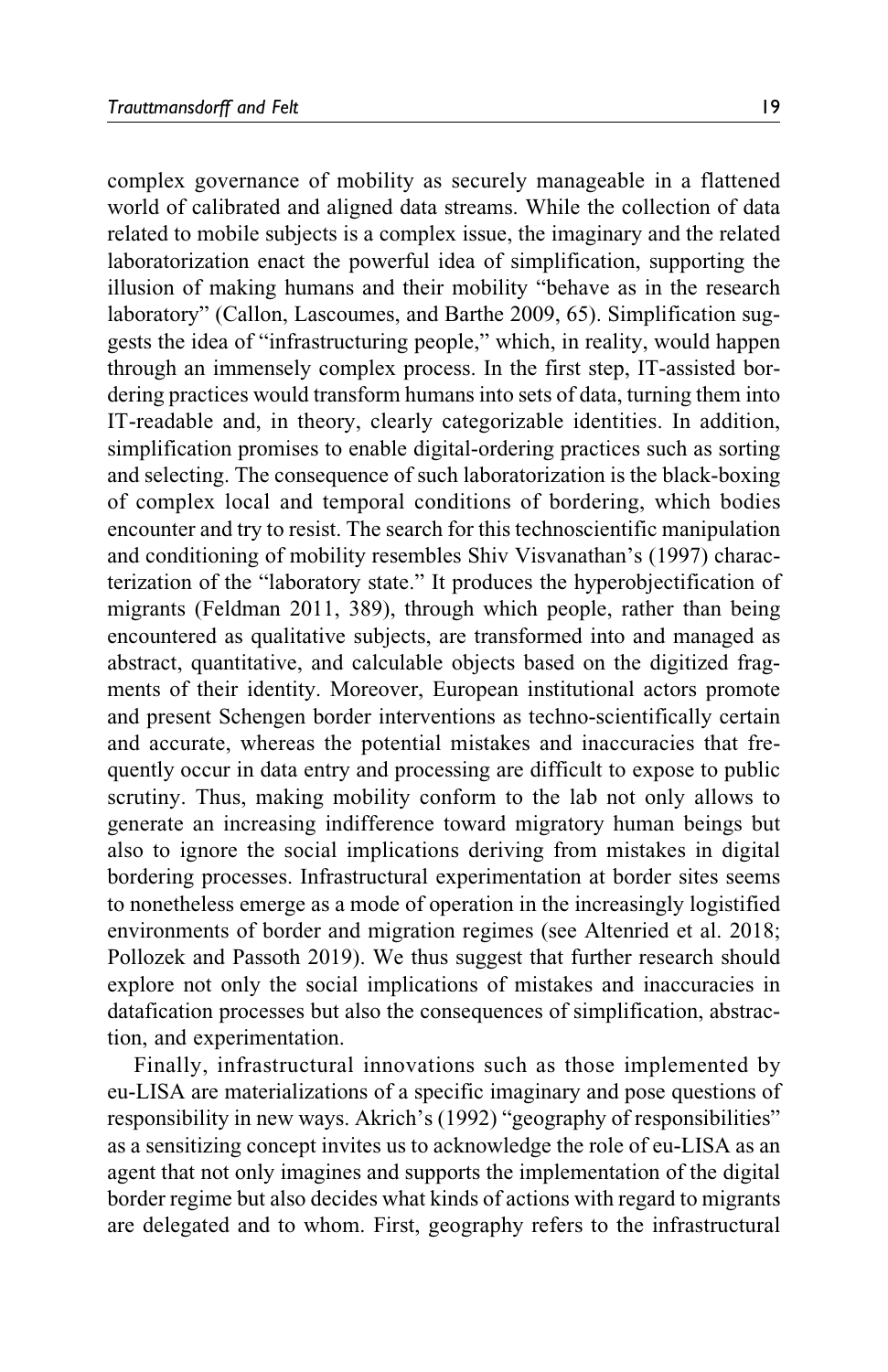complex governance of mobility as securely manageable in a flattened world of calibrated and aligned data streams. While the collection of data related to mobile subjects is a complex issue, the imaginary and the related laboratorization enact the powerful idea of simplification, supporting the illusion of making humans and their mobility "behave as in the research laboratory" (Callon, Lascoumes, and Barthe 2009, 65). Simplification suggests the idea of "infrastructuring people," which, in reality, would happen through an immensely complex process. In the first step, IT-assisted bordering practices would transform humans into sets of data, turning them into IT-readable and, in theory, clearly categorizable identities. In addition, simplification promises to enable digital-ordering practices such as sorting and selecting. The consequence of such laboratorization is the black-boxing of complex local and temporal conditions of bordering, which bodies encounter and try to resist. The search for this technoscientific manipulation and conditioning of mobility resembles Shiv Visvanathan's (1997) characterization of the "laboratory state." It produces the hyperobjectification of migrants (Feldman 2011, 389), through which people, rather than being encountered as qualitative subjects, are transformed into and managed as abstract, quantitative, and calculable objects based on the digitized fragments of their identity. Moreover, European institutional actors promote and present Schengen border interventions as techno-scientifically certain and accurate, whereas the potential mistakes and inaccuracies that frequently occur in data entry and processing are difficult to expose to public scrutiny. Thus, making mobility conform to the lab not only allows to generate an increasing indifference toward migratory human beings but also to ignore the social implications deriving from mistakes in digital bordering processes. Infrastructural experimentation at border sites seems to nonetheless emerge as a mode of operation in the increasingly logistified environments of border and migration regimes (see Altenried et al. 2018; Pollozek and Passoth 2019). We thus suggest that further research should explore not only the social implications of mistakes and inaccuracies in datafication processes but also the consequences of simplification, abstraction, and experimentation.

Finally, infrastructural innovations such as those implemented by eu-LISA are materializations of a specific imaginary and pose questions of responsibility in new ways. Akrich's (1992) "geography of responsibilities" as a sensitizing concept invites us to acknowledge the role of eu-LISA as an agent that not only imagines and supports the implementation of the digital border regime but also decides what kinds of actions with regard to migrants are delegated and to whom. First, geography refers to the infrastructural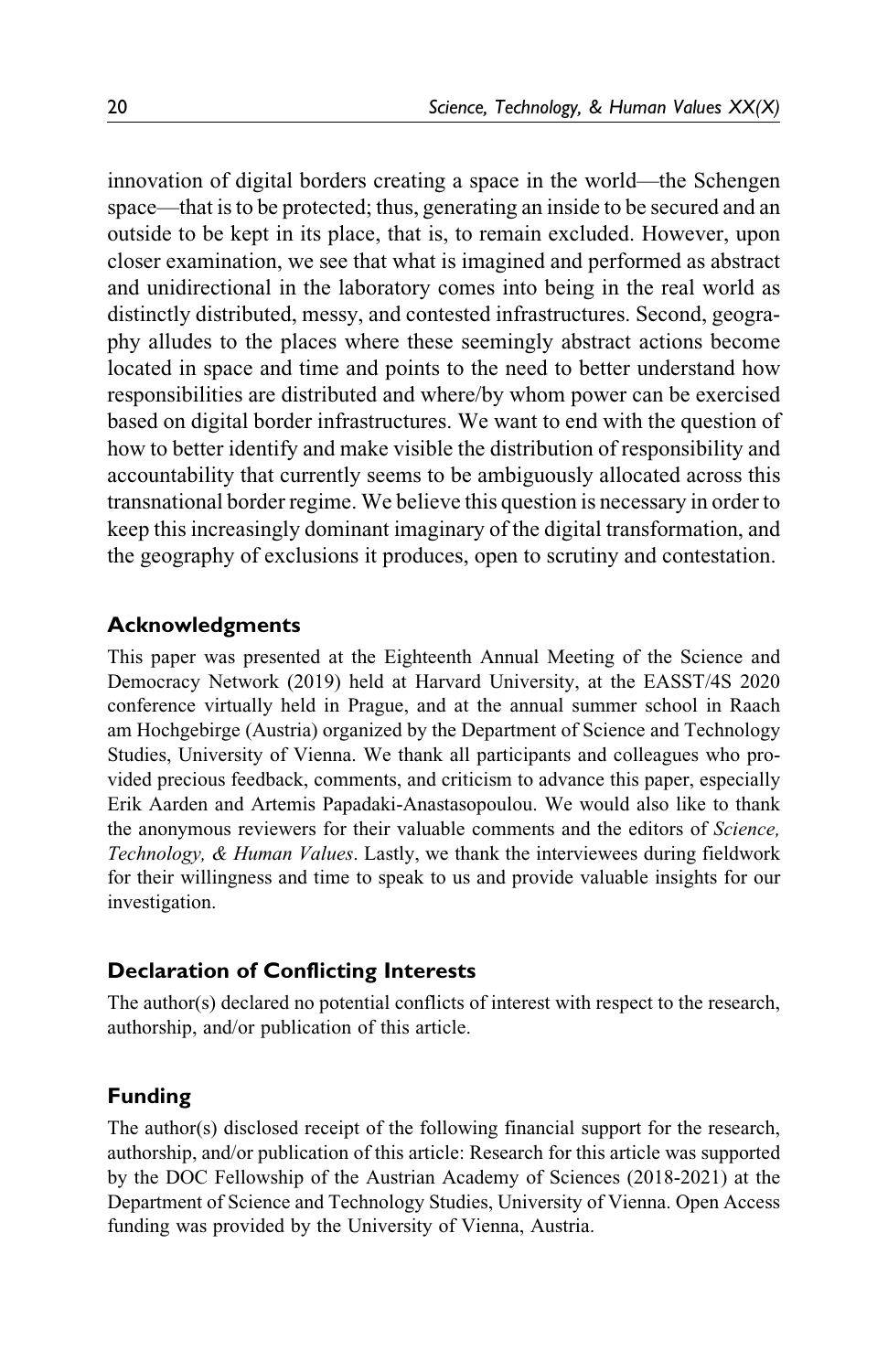innovation of digital borders creating a space in the world—the Schengen space—that is to be protected; thus, generating an inside to be secured and an outside to be kept in its place, that is, to remain excluded. However, upon closer examination, we see that what is imagined and performed as abstract and unidirectional in the laboratory comes into being in the real world as distinctly distributed, messy, and contested infrastructures. Second, geography alludes to the places where these seemingly abstract actions become located in space and time and points to the need to better understand how responsibilities are distributed and where/by whom power can be exercised based on digital border infrastructures. We want to end with the question of how to better identify and make visible the distribution of responsibility and accountability that currently seems to be ambiguously allocated across this transnational border regime. We believe this question is necessary in order to keep this increasingly dominant imaginary of the digital transformation, and the geography of exclusions it produces, open to scrutiny and contestation.

## Acknowledgments

This paper was presented at the Eighteenth Annual Meeting of the Science and Democracy Network (2019) held at Harvard University, at the EASST/4S 2020 conference virtually held in Prague, and at the annual summer school in Raach am Hochgebirge (Austria) organized by the Department of Science and Technology Studies, University of Vienna. We thank all participants and colleagues who provided precious feedback, comments, and criticism to advance this paper, especially Erik Aarden and Artemis Papadaki-Anastasopoulou. We would also like to thank the anonymous reviewers for their valuable comments and the editors of *Science, Technology, & Human Values*. Lastly, we thank the interviewees during fieldwork for their willingness and time to speak to us and provide valuable insights for our investigation.

## Declaration of Conflicting Interests

The author(s) declared no potential conflicts of interest with respect to the research, authorship, and/or publication of this article.

## Funding

The author(s) disclosed receipt of the following financial support for the research, authorship, and/or publication of this article: Research for this article was supported by the DOC Fellowship of the Austrian Academy of Sciences (2018-2021) at the Department of Science and Technology Studies, University of Vienna. Open Access funding was provided by the University of Vienna, Austria.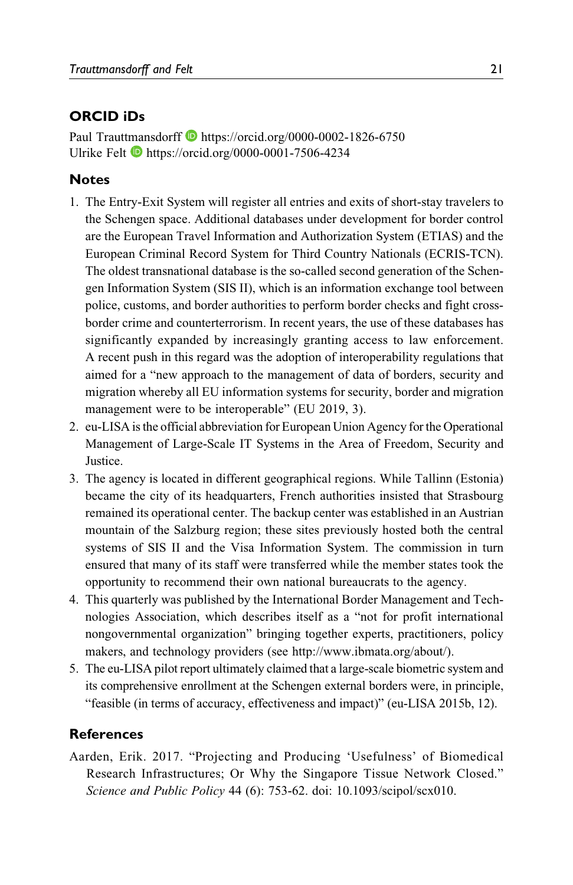## ORCID iDs

Paul Trauttmansdorff https://orcid.org/0000-0002-1826-6750
Ulrike Felt https://orcid.org/0000-0001-7506-4234

## Notes

1. The Entry-Exit System will register all entries and exits of short-stay travelers to the Schengen space. Additional databases under development for border control are the European Travel Information and Authorization System (ETIAS) and the European Criminal Record System for Third Country Nationals (ECRIS-TCN). The oldest transnational database is the so-called second generation of the Schengen Information System (SIS II), which is an information exchange tool between police, customs, and border authorities to perform border checks and fight cross-border crime and counterterrorism. In recent years, the use of these databases has significantly expanded by increasingly granting access to law enforcement. A recent push in this regard was the adoption of interoperability regulations that aimed for a "new approach to the management of data of borders, security and migration whereby all EU information systems for security, border and migration management were to be interoperable" (EU 2019, 3).
2. eu-LISA is the official abbreviation for European Union Agency for the Operational Management of Large-Scale IT Systems in the Area of Freedom, Security and Justice.
3. The agency is located in different geographical regions. While Tallinn (Estonia) became the city of its headquarters, French authorities insisted that Strasbourg remained its operational center. The backup center was established in an Austrian mountain of the Salzburg region; these sites previously hosted both the central systems of SIS II and the Visa Information System. The commission in turn ensured that many of its staff were transferred while the member states took the opportunity to recommend their own national bureaucrats to the agency.
4. This quarterly was published by the International Border Management and Technologies Association, which describes itself as a "not for profit international nongovernmental organization" bringing together experts, practitioners, policy makers, and technology providers (see http://www.ibmata.org/about/).
5. The eu-LISA pilot report ultimately claimed that a large-scale biometric system and its comprehensive enrollment at the Schengen external borders were, in principle, "feasible (in terms of accuracy, effectiveness and impact)" (eu-LISA 2015b, 12).

## References

Aarden, Erik. 2017. "Projecting and Producing 'Usefulness' of Biomedical Research Infrastructures; Or Why the Singapore Tissue Network Closed." *Science and Public Policy* 44 (6): 753-62. doi: 10.1093/scipol/scx010.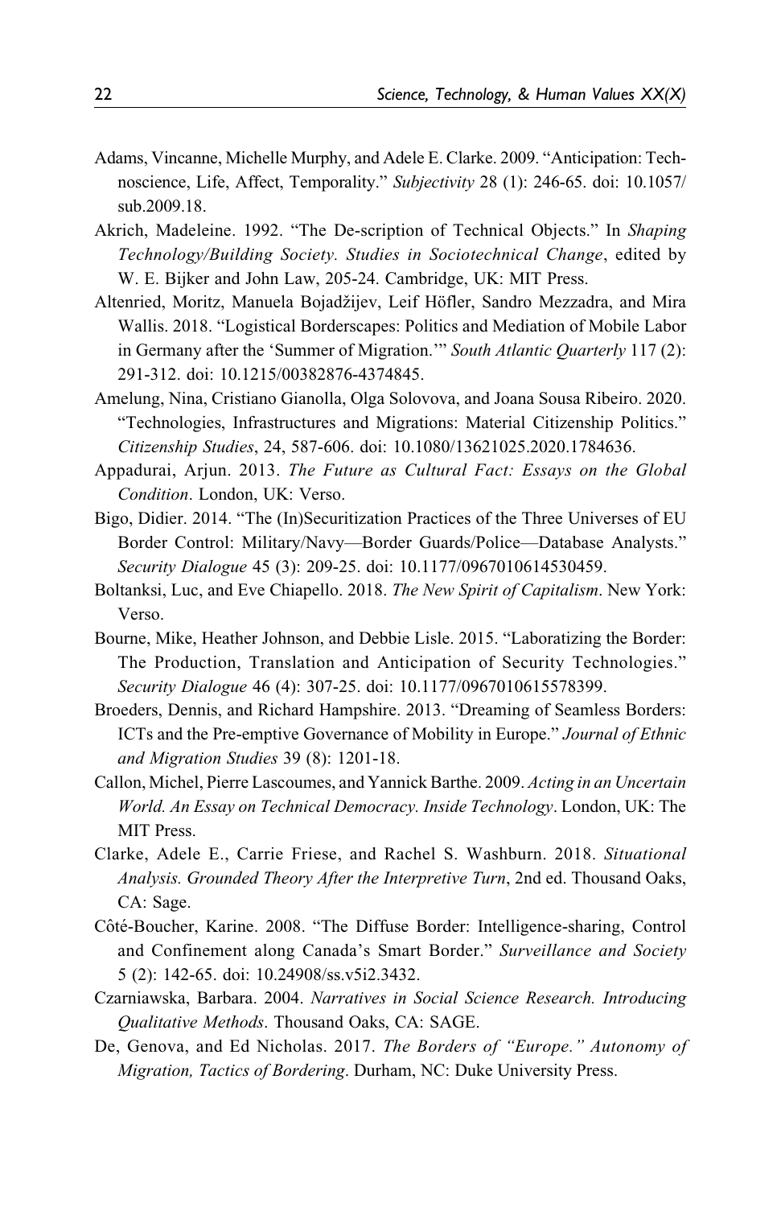Adams, Vincanne, Michelle Murphy, and Adele E. Clarke. 2009. "Anticipation: Technoscience, Life, Affect, Temporality." *Subjectivity* 28 (1): 246-65. doi: 10.1057/sub.2009.18.

Akrich, Madeleine. 1992. "The De-scription of Technical Objects." In *Shaping Technology/Building Society. Studies in Sociotechnical Change*, edited by W. E. Bijker and John Law, 205-24. Cambridge, UK: MIT Press.

Altenried, Moritz, Manuela Bojadžijev, Leif Höfler, Sandro Mezzadra, and Mira Wallis. 2018. "Logistical Borderscapes: Politics and Mediation of Mobile Labor in Germany after the 'Summer of Migration.'" *South Atlantic Quarterly* 117 (2): 291-312. doi: 10.1215/00382876-4374845.

Amelung, Nina, Cristiano Gianolla, Olga Solovova, and Joana Sousa Ribeiro. 2020. "Technologies, Infrastructures and Migrations: Material Citizenship Politics." *Citizenship Studies*, 24, 587-606. doi: 10.1080/13621025.2020.1784636.

Appadurai, Arjun. 2013. *The Future as Cultural Fact: Essays on the Global Condition*. London, UK: Verso.

Bigo, Didier. 2014. "The (In)Securitization Practices of the Three Universes of EU Border Control: Military/Navy—Border Guards/Police—Database Analysts." *Security Dialogue* 45 (3): 209-25. doi: 10.1177/0967010614530459.

Boltanksi, Luc, and Eve Chiapello. 2018. *The New Spirit of Capitalism*. New York: Verso.

Bourne, Mike, Heather Johnson, and Debbie Lisle. 2015. "Laboratizing the Border: The Production, Translation and Anticipation of Security Technologies." *Security Dialogue* 46 (4): 307-25. doi: 10.1177/0967010615578399.

Broeders, Dennis, and Richard Hampshire. 2013. "Dreaming of Seamless Borders: ICTs and the Pre-emptive Governance of Mobility in Europe." *Journal of Ethnic and Migration Studies* 39 (8): 1201-18.

Callon, Michel, Pierre Lascoumes, and Yannick Barthe. 2009. *Acting in an Uncertain World. An Essay on Technical Democracy. Inside Technology*. London, UK: The MIT Press.

Clarke, Adele E., Carrie Friese, and Rachel S. Washburn. 2018. *Situational Analysis. Grounded Theory After the Interpretive Turn*, 2nd ed. Thousand Oaks, CA: Sage.

Côté-Boucher, Karine. 2008. "The Diffuse Border: Intelligence-sharing, Control and Confinement along Canada's Smart Border." *Surveillance and Society* 5 (2): 142-65. doi: 10.24908/ss.v5i2.3432.

Czarniawska, Barbara. 2004. *Narratives in Social Science Research. Introducing Qualitative Methods*. Thousand Oaks, CA: SAGE.

De, Genova, and Ed Nicholas. 2017. *The Borders of "Europe." Autonomy of Migration, Tactics of Bordering*. Durham, NC: Duke University Press.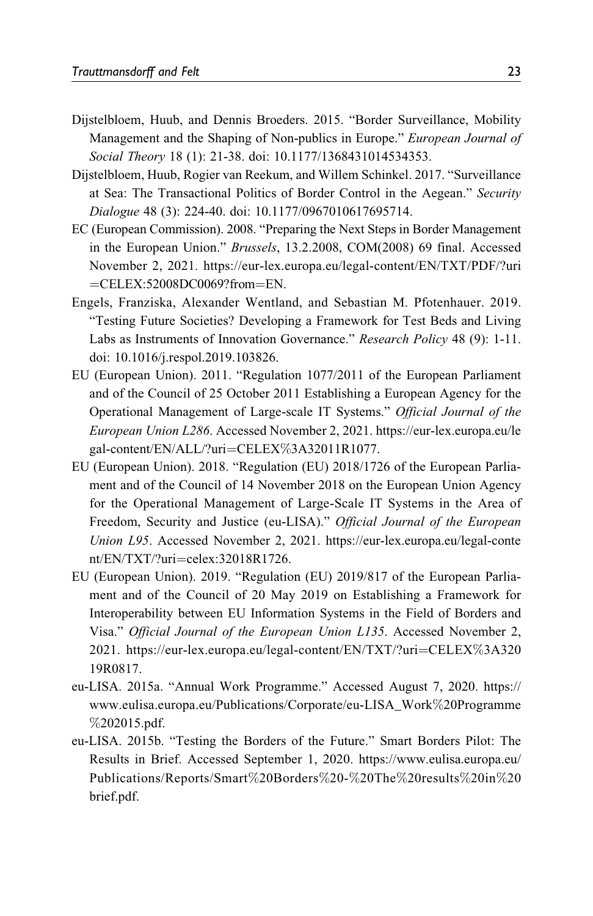Dijstelbloem, Huub, and Dennis Broeders. 2015. "Border Surveillance, Mobility Management and the Shaping of Non-publics in Europe." *European Journal of Social Theory* 18 (1): 21-38. doi: 10.1177/1368431014534353.

Dijstelbloem, Huub, Rogier van Reekum, and Willem Schinkel. 2017. "Surveillance at Sea: The Transactional Politics of Border Control in the Aegean." *Security Dialogue* 48 (3): 224-40. doi: 10.1177/0967010617695714.

EC (European Commission). 2008. "Preparing the Next Steps in Border Management in the European Union." *Brussels*, 13.2.2008, COM(2008) 69 final. Accessed November 2, 2021. https://eur-lex.europa.eu/legal-content/EN/TXT/PDF/?uri=CELEX:52008DC0069?from=EN.

Engels, Franziska, Alexander Wentland, and Sebastian M. Pfotenhauer. 2019. "Testing Future Societies? Developing a Framework for Test Beds and Living Labs as Instruments of Innovation Governance." *Research Policy* 48 (9): 1-11. doi: 10.1016/j.respol.2019.103826.

EU (European Union). 2011. "Regulation 1077/2011 of the European Parliament and of the Council of 25 October 2011 Establishing a European Agency for the Operational Management of Large-scale IT Systems." *Official Journal of the European Union L286*. Accessed November 2, 2021. https://eur-lex.europa.eu/legal-content/EN/ALL/?uri=CELEX%3A32011R1077.

EU (European Union). 2018. "Regulation (EU) 2018/1726 of the European Parliament and of the Council of 14 November 2018 on the European Union Agency for the Operational Management of Large-Scale IT Systems in the Area of Freedom, Security and Justice (eu-LISA)." *Official Journal of the European Union L95*. Accessed November 2, 2021. https://eur-lex.europa.eu/legal-content/EN/TXT/?uri=celex:32018R1726.

EU (European Union). 2019. "Regulation (EU) 2019/817 of the European Parliament and of the Council of 20 May 2019 on Establishing a Framework for Interoperability between EU Information Systems in the Field of Borders and Visa." *Official Journal of the European Union L135*. Accessed November 2, 2021. https://eur-lex.europa.eu/legal-content/EN/TXT/?uri=CELEX%3A32019R0817.

eu-LISA. 2015a. "Annual Work Programme." Accessed August 7, 2020. https://www.eulisa.europa.eu/Publications/Corporate/eu-LISA_Work%20Programme%202015.pdf.

eu-LISA. 2015b. "Testing the Borders of the Future." Smart Borders Pilot: The Results in Brief. Accessed September 1, 2020. https://www.eulisa.europa.eu/Publications/Reports/Smart%20Borders%20-%20The%20results%20in%20brief.pdf.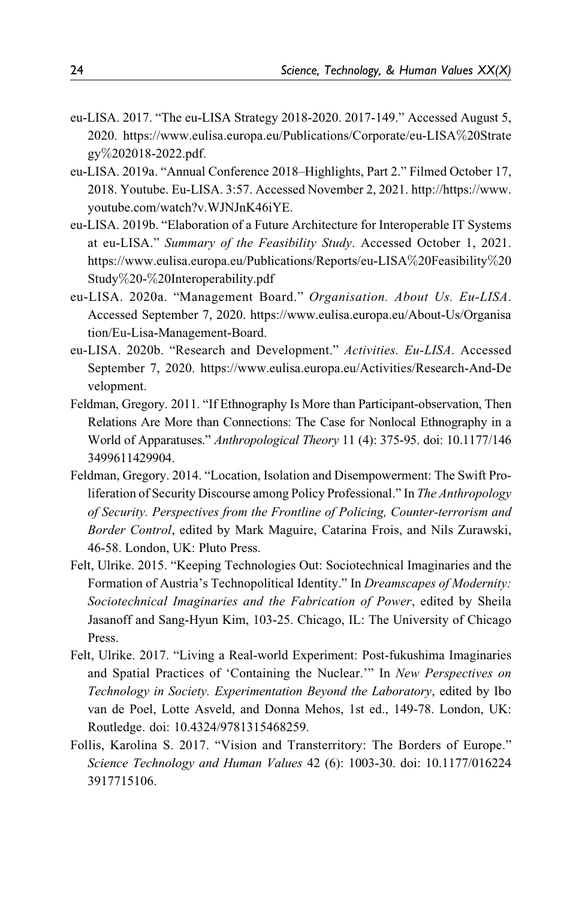eu-LISA. 2017. "The eu-LISA Strategy 2018-2020. 2017-149." Accessed August 5, 2020. https://www.eulisa.europa.eu/Publications/Corporate/eu-LISA%20Strategy%202018-2022.pdf.

eu-LISA. 2019a. "Annual Conference 2018–Highlights, Part 2." Filmed October 17, 2018. Youtube. Eu-LISA. 3:57. Accessed November 2, 2021. http://https://www.youtube.com/watch?v.WJNJnK46iYE.

eu-LISA. 2019b. "Elaboration of a Future Architecture for Interoperable IT Systems at eu-LISA." *Summary of the Feasibility Study*. Accessed October 1, 2021. https://www.eulisa.europa.eu/Publications/Reports/eu-LISA%20Feasibility%20Study%20-%20Interoperability.pdf

eu-LISA. 2020a. "Management Board." *Organisation. About Us. Eu-LISA*. Accessed September 7, 2020. https://www.eulisa.europa.eu/About-Us/Organisation/Eu-Lisa-Management-Board.

eu-LISA. 2020b. "Research and Development." *Activities. Eu-LISA*. Accessed September 7, 2020. https://www.eulisa.europa.eu/Activities/Research-And-Development.

Feldman, Gregory. 2011. "If Ethnography Is More than Participant-observation, Then Relations Are More than Connections: The Case for Nonlocal Ethnography in a World of Apparatuses." *Anthropological Theory* 11 (4): 375-95. doi: 10.1177/1463499611429904.

Feldman, Gregory. 2014. "Location, Isolation and Disempowerment: The Swift Proliferation of Security Discourse among Policy Professional." In *The Anthropology of Security. Perspectives from the Frontline of Policing, Counter-terrorism and Border Control*, edited by Mark Maguire, Catarina Frois, and Nils Zurawski, 46-58. London, UK: Pluto Press.

Felt, Ulrike. 2015. "Keeping Technologies Out: Sociotechnical Imaginaries and the Formation of Austria's Technopolitical Identity." In *Dreamscapes of Modernity: Sociotechnical Imaginaries and the Fabrication of Power*, edited by Sheila Jasanoff and Sang-Hyun Kim, 103-25. Chicago, IL: The University of Chicago Press.

Felt, Ulrike. 2017. "Living a Real-world Experiment: Post-fukushima Imaginaries and Spatial Practices of 'Containing the Nuclear.'" In *New Perspectives on Technology in Society. Experimentation Beyond the Laboratory*, edited by Ibo van de Poel, Lotte Asveld, and Donna Mehos, 1st ed., 149-78. London, UK: Routledge. doi: 10.4324/9781315468259.

Follis, Karolina S. 2017. "Vision and Transterritory: The Borders of Europe." *Science Technology and Human Values* 42 (6): 1003-30. doi: 10.1177/0162243917715106.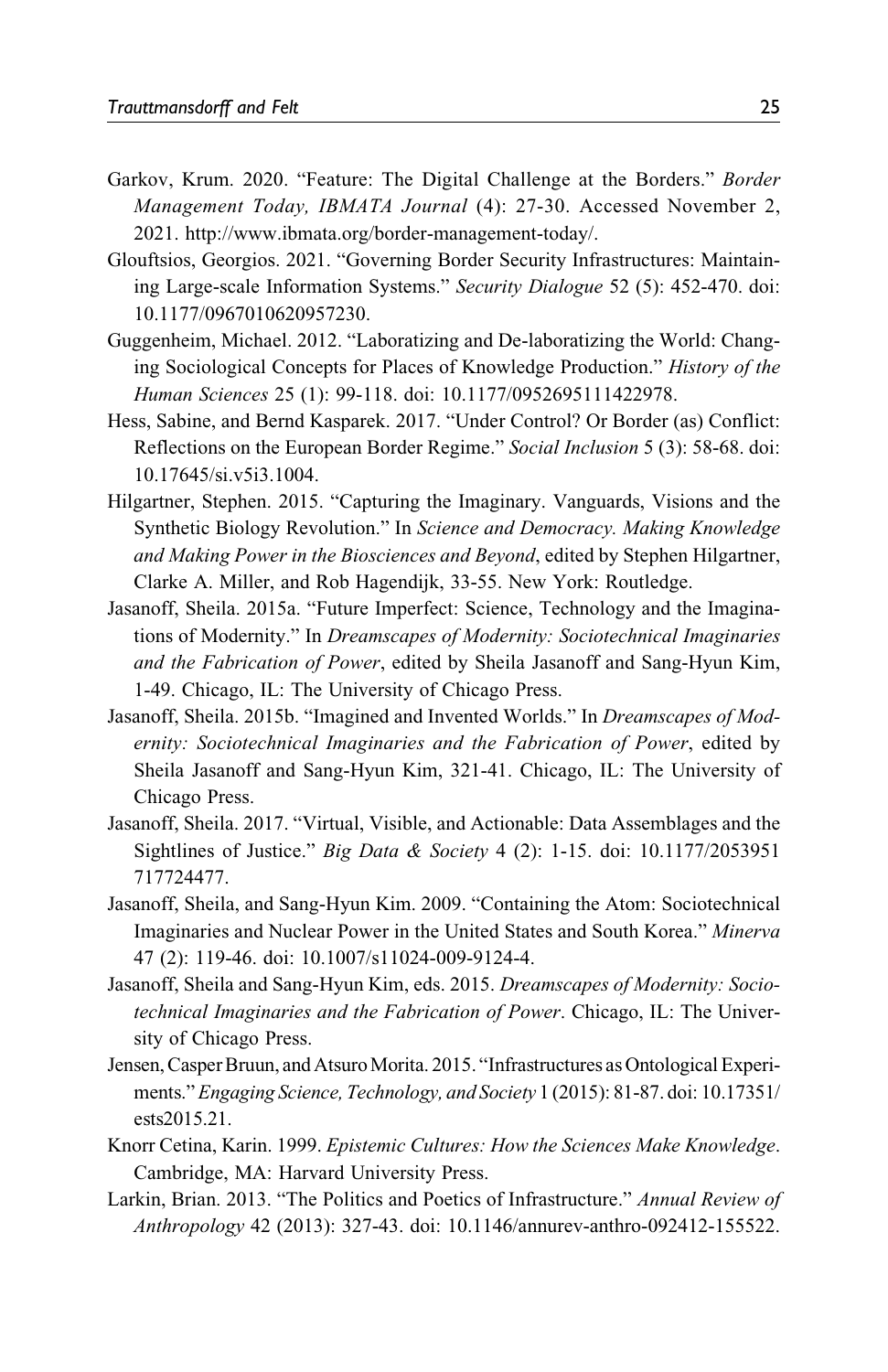Garkov, Krum. 2020. "Feature: The Digital Challenge at the Borders." *Border Management Today, IBMATA Journal* (4): 27-30. Accessed November 2, 2021. http://www.ibmata.org/border-management-today/.

Glouftsios, Georgios. 2021. "Governing Border Security Infrastructures: Maintaining Large-scale Information Systems." *Security Dialogue* 52 (5): 452-470. doi: 10.1177/0967010620957230.

Guggenheim, Michael. 2012. "Laboratizing and De-laboratizing the World: Changing Sociological Concepts for Places of Knowledge Production." *History of the Human Sciences* 25 (1): 99-118. doi: 10.1177/0952695111422978.

Hess, Sabine, and Bernd Kasparek. 2017. "Under Control? Or Border (as) Conflict: Reflections on the European Border Regime." *Social Inclusion* 5 (3): 58-68. doi: 10.17645/si.v5i3.1004.

Hilgartner, Stephen. 2015. "Capturing the Imaginary. Vanguards, Visions and the Synthetic Biology Revolution." In *Science and Democracy. Making Knowledge and Making Power in the Biosciences and Beyond*, edited by Stephen Hilgartner, Clarke A. Miller, and Rob Hagendijk, 33-55. New York: Routledge.

Jasanoff, Sheila. 2015a. "Future Imperfect: Science, Technology and the Imaginations of Modernity." In *Dreamscapes of Modernity: Sociotechnical Imaginaries and the Fabrication of Power*, edited by Sheila Jasanoff and Sang-Hyun Kim, 1-49. Chicago, IL: The University of Chicago Press.

Jasanoff, Sheila. 2015b. "Imagined and Invented Worlds." In *Dreamscapes of Modernity: Sociotechnical Imaginaries and the Fabrication of Power*, edited by Sheila Jasanoff and Sang-Hyun Kim, 321-41. Chicago, IL: The University of Chicago Press.

Jasanoff, Sheila. 2017. "Virtual, Visible, and Actionable: Data Assemblages and the Sightlines of Justice." *Big Data & Society* 4 (2): 1-15. doi: 10.1177/2053951717724477.

Jasanoff, Sheila, and Sang-Hyun Kim. 2009. "Containing the Atom: Sociotechnical Imaginaries and Nuclear Power in the United States and South Korea." *Minerva* 47 (2): 119-46. doi: 10.1007/s11024-009-9124-4.

Jasanoff, Sheila and Sang-Hyun Kim, eds. 2015. *Dreamscapes of Modernity: Sociotechnical Imaginaries and the Fabrication of Power*. Chicago, IL: The University of Chicago Press.

Jensen, Casper Bruun, and Atsuro Morita. 2015. "Infrastructures as Ontological Experiments." *Engaging Science, Technology, and Society* 1 (2015): 81-87. doi: 10.17351/ests2015.21.

Knorr Cetina, Karin. 1999. *Epistemic Cultures: How the Sciences Make Knowledge*. Cambridge, MA: Harvard University Press.

Larkin, Brian. 2013. "The Politics and Poetics of Infrastructure." *Annual Review of Anthropology* 42 (2013): 327-43. doi: 10.1146/annurev-anthro-092412-155522.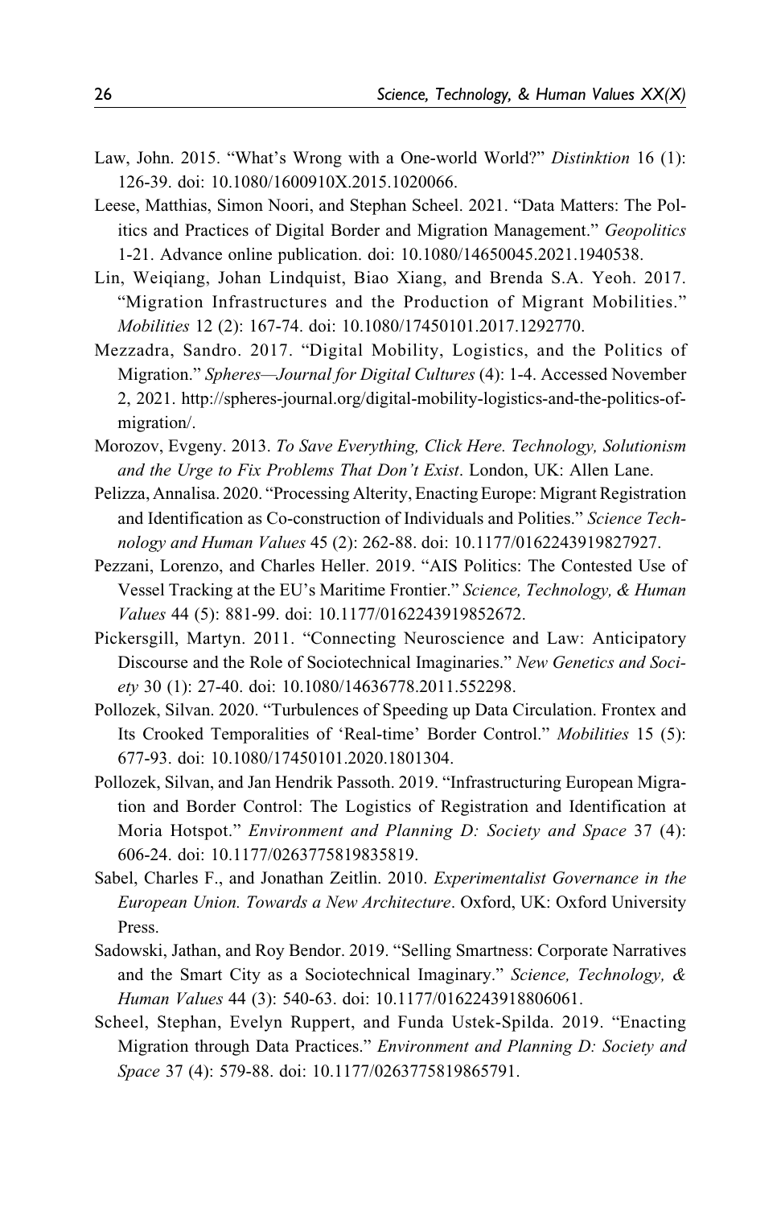Law, John. 2015. "What's Wrong with a One-world World?" *Distinktion* 16 (1): 126-39. doi: 10.1080/1600910X.2015.1020066.

Leese, Matthias, Simon Noori, and Stephan Scheel. 2021. "Data Matters: The Politics and Practices of Digital Border and Migration Management." *Geopolitics* 1-21. Advance online publication. doi: 10.1080/14650045.2021.1940538.

Lin, Weiqiang, Johan Lindquist, Biao Xiang, and Brenda S.A. Yeoh. 2017. "Migration Infrastructures and the Production of Migrant Mobilities." *Mobilities* 12 (2): 167-74. doi: 10.1080/17450101.2017.1292770.

Mezzadra, Sandro. 2017. "Digital Mobility, Logistics, and the Politics of Migration." *Spheres—Journal for Digital Cultures* (4): 1-4. Accessed November 2, 2021. http://spheres-journal.org/digital-mobility-logistics-and-the-politics-of-migration/.

Morozov, Evgeny. 2013. *To Save Everything, Click Here. Technology, Solutionism and the Urge to Fix Problems That Don't Exist*. London, UK: Allen Lane.

Pelizza, Annalisa. 2020. "Processing Alterity, Enacting Europe: Migrant Registration and Identification as Co-construction of Individuals and Polities." *Science Technology and Human Values* 45 (2): 262-88. doi: 10.1177/0162243919827927.

Pezzani, Lorenzo, and Charles Heller. 2019. "AIS Politics: The Contested Use of Vessel Tracking at the EU's Maritime Frontier." *Science, Technology, & Human Values* 44 (5): 881-99. doi: 10.1177/0162243919852672.

Pickersgill, Martyn. 2011. "Connecting Neuroscience and Law: Anticipatory Discourse and the Role of Sociotechnical Imaginaries." *New Genetics and Society* 30 (1): 27-40. doi: 10.1080/14636778.2011.552298.

Pollozek, Silvan. 2020. "Turbulences of Speeding up Data Circulation. Frontex and Its Crooked Temporalities of 'Real-time' Border Control." *Mobilities* 15 (5): 677-93. doi: 10.1080/17450101.2020.1801304.

Pollozek, Silvan, and Jan Hendrik Passoth. 2019. "Infrastructuring European Migration and Border Control: The Logistics of Registration and Identification at Moria Hotspot." *Environment and Planning D: Society and Space* 37 (4): 606-24. doi: 10.1177/0263775819835819.

Sabel, Charles F., and Jonathan Zeitlin. 2010. *Experimentalist Governance in the European Union. Towards a New Architecture*. Oxford, UK: Oxford University Press.

Sadowski, Jathan, and Roy Bendor. 2019. "Selling Smartness: Corporate Narratives and the Smart City as a Sociotechnical Imaginary." *Science, Technology, & Human Values* 44 (3): 540-63. doi: 10.1177/0162243918806061.

Scheel, Stephan, Evelyn Ruppert, and Funda Ustek-Spilda. 2019. "Enacting Migration through Data Practices." *Environment and Planning D: Society and Space* 37 (4): 579-88. doi: 10.1177/0263775819865791.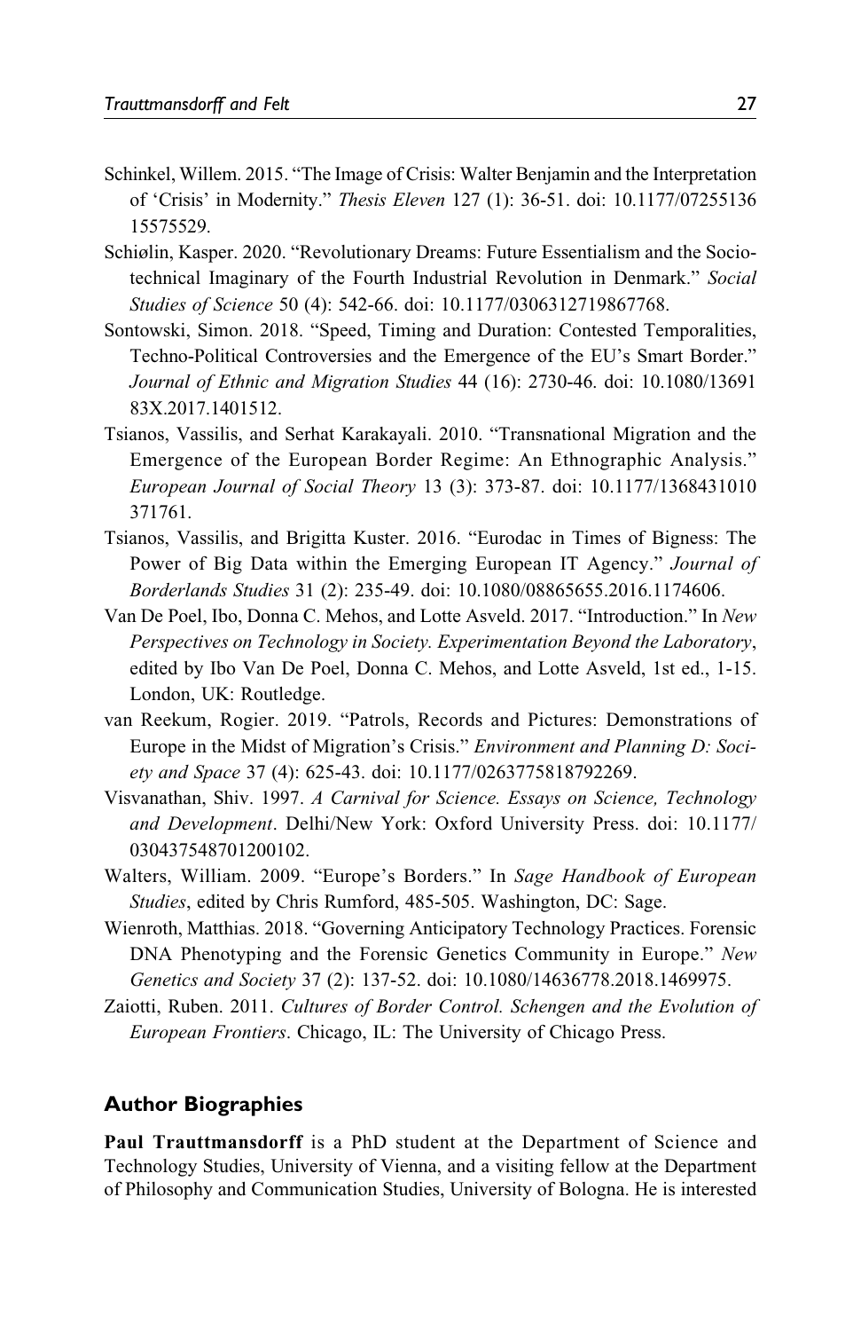Schinkel, Willem. 2015. "The Image of Crisis: Walter Benjamin and the Interpretation of 'Crisis' in Modernity." *Thesis Eleven* 127 (1): 36-51. doi: 10.1177/0725513615575529.

Schiølin, Kasper. 2020. "Revolutionary Dreams: Future Essentialism and the Sociotechnical Imaginary of the Fourth Industrial Revolution in Denmark." *Social Studies of Science* 50 (4): 542-66. doi: 10.1177/0306312719867768.

Sontowski, Simon. 2018. "Speed, Timing and Duration: Contested Temporalities, Techno-Political Controversies and the Emergence of the EU's Smart Border." *Journal of Ethnic and Migration Studies* 44 (16): 2730-46. doi: 10.1080/1369183X.2017.1401512.

Tsianos, Vassilis, and Serhat Karakayali. 2010. "Transnational Migration and the Emergence of the European Border Regime: An Ethnographic Analysis." *European Journal of Social Theory* 13 (3): 373-87. doi: 10.1177/1368431010371761.

Tsianos, Vassilis, and Brigitta Kuster. 2016. "Eurodac in Times of Bigness: The Power of Big Data within the Emerging European IT Agency." *Journal of Borderlands Studies* 31 (2): 235-49. doi: 10.1080/08865655.2016.1174606.

Van De Poel, Ibo, Donna C. Mehos, and Lotte Asveld. 2017. "Introduction." In *New Perspectives on Technology in Society. Experimentation Beyond the Laboratory*, edited by Ibo Van De Poel, Donna C. Mehos, and Lotte Asveld, 1st ed., 1-15. London, UK: Routledge.

van Reekum, Rogier. 2019. "Patrols, Records and Pictures: Demonstrations of Europe in the Midst of Migration's Crisis." *Environment and Planning D: Society and Space* 37 (4): 625-43. doi: 10.1177/0263775818792269.

Visvanathan, Shiv. 1997. *A Carnival for Science. Essays on Science, Technology and Development*. Delhi/New York: Oxford University Press. doi: 10.1177/030437548701200102.

Walters, William. 2009. "Europe's Borders." In *Sage Handbook of European Studies*, edited by Chris Rumford, 485-505. Washington, DC: Sage.

Wienroth, Matthias. 2018. "Governing Anticipatory Technology Practices. Forensic DNA Phenotyping and the Forensic Genetics Community in Europe." *New Genetics and Society* 37 (2): 137-52. doi: 10.1080/14636778.2018.1469975.

Zaiotti, Ruben. 2011. *Cultures of Border Control. Schengen and the Evolution of European Frontiers*. Chicago, IL: The University of Chicago Press.

## Author Biographies

**Paul Trauttmansdorff** is a PhD student at the Department of Science and Technology Studies, University of Vienna, and a visiting fellow at the Department of Philosophy and Communication Studies, University of Bologna. He is interested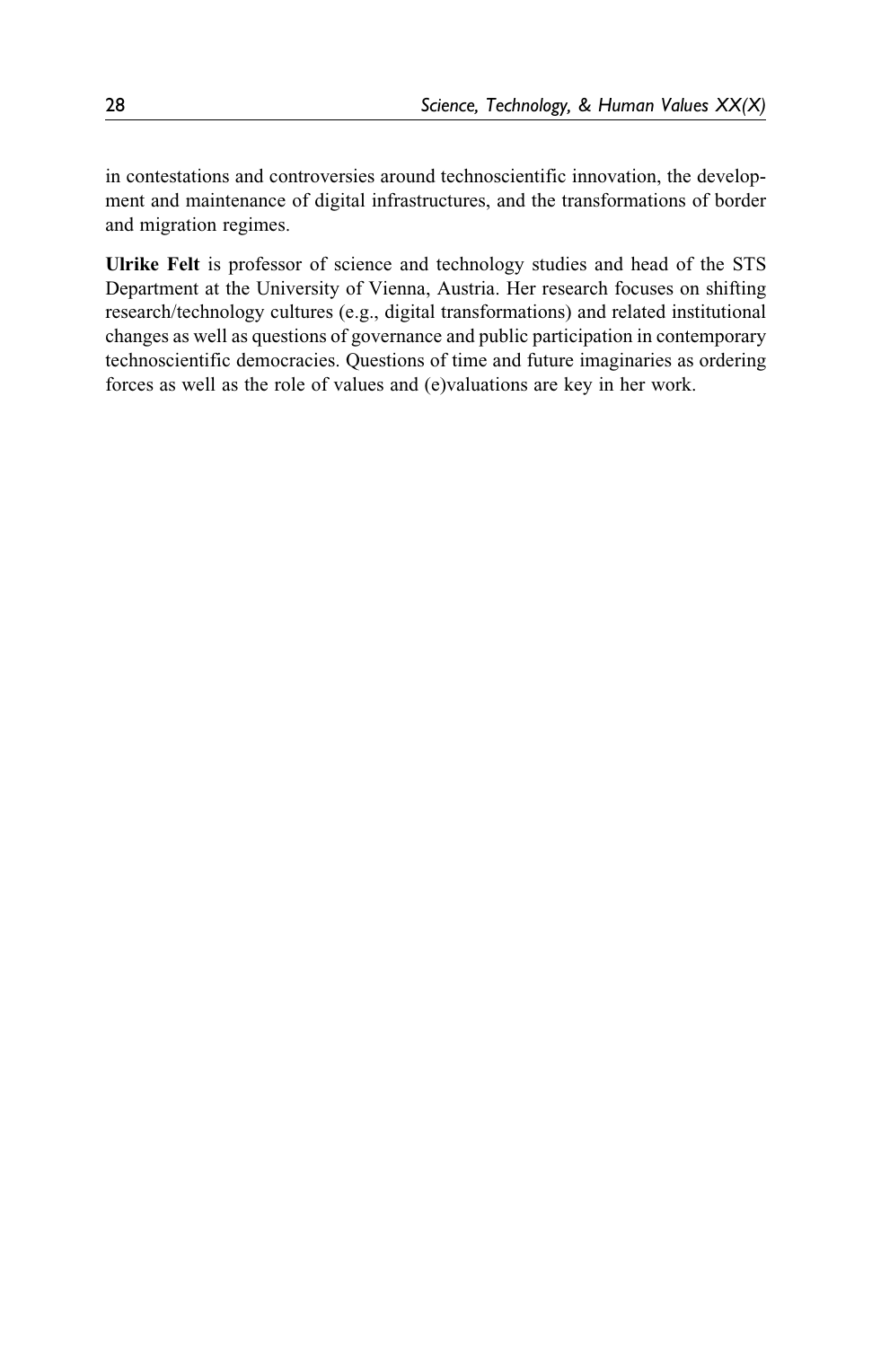in contestations and controversies around technoscientific innovation, the development and maintenance of digital infrastructures, and the transformations of border and migration regimes.

**Ulrike Felt** is professor of science and technology studies and head of the STS Department at the University of Vienna, Austria. Her research focuses on shifting research/technology cultures (e.g., digital transformations) and related institutional changes as well as questions of governance and public participation in contemporary technoscientific democracies. Questions of time and future imaginaries as ordering forces as well as the role of values and (e)valuations are key in her work.